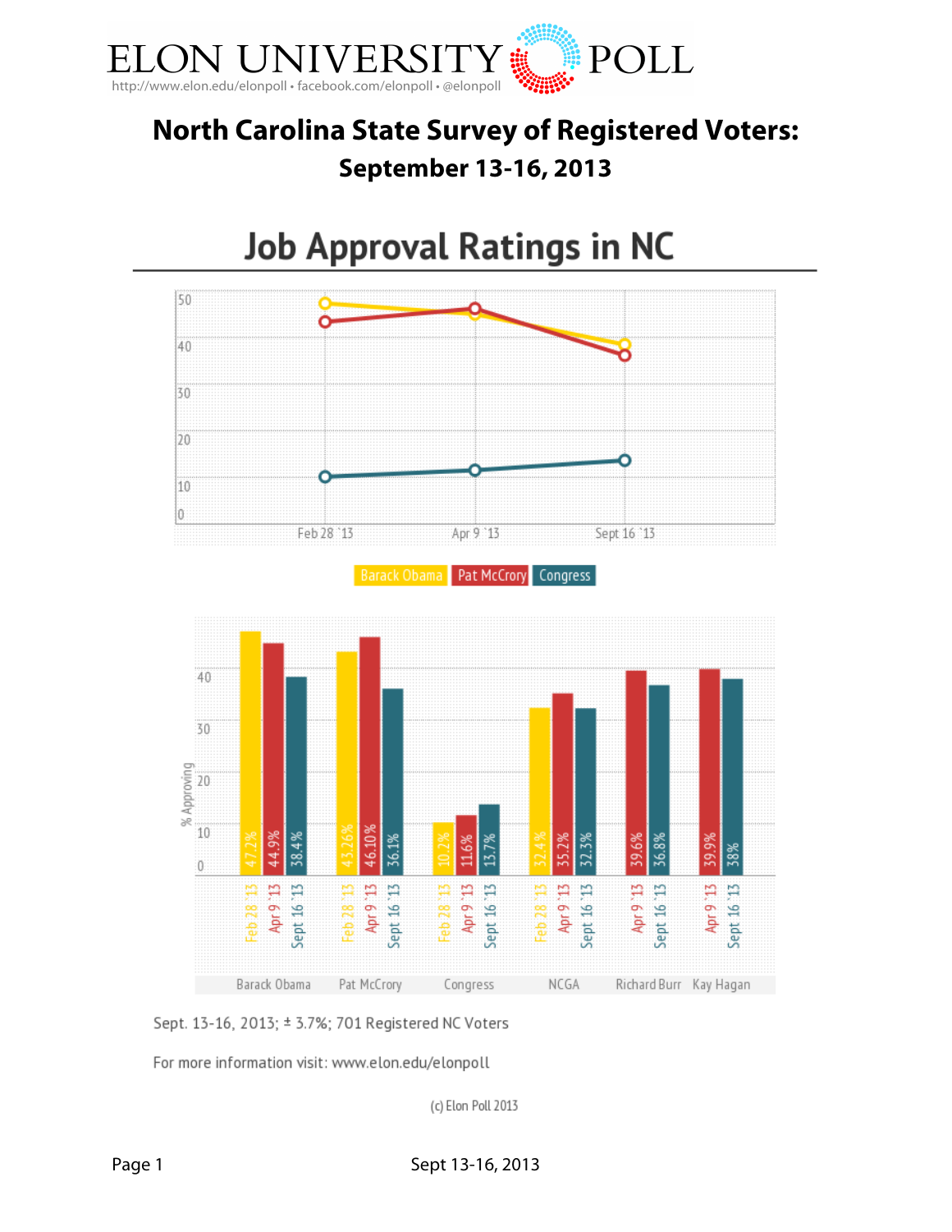# ELON UNIVERSITY POLL

http://www.elon.edu/elonpoll • facebook.com/elonpoll • @elonpoll

## North Carolina State Survey of Registered Voters:

### September 13-16, 2013

## Job Approval Ratings in NC

| % Approving | Feb 28 '13 | Apr 9 '13 | Sept 16 '13 |
|---|---|---|---|
| Barack Obama | 47.2% | 44.9% | 38.4% |
| Pat McCrory | 43.26% | 46.10% | 36.1% |
| Congress | 10.2% | 11.6% | 13.7% |
| NCGA | 32.4% | 35.2% | 32.3% |
| Richard Burr | | 39.6% | 36.8% |
| Kay Hagan | | 39.9% | 38% |

Sept. 13-16, 2013; ± 3.7%; 701 Registered NC Voters

For more information visit: www.elon.edu/elonpoll

(c) Elon Poll 2013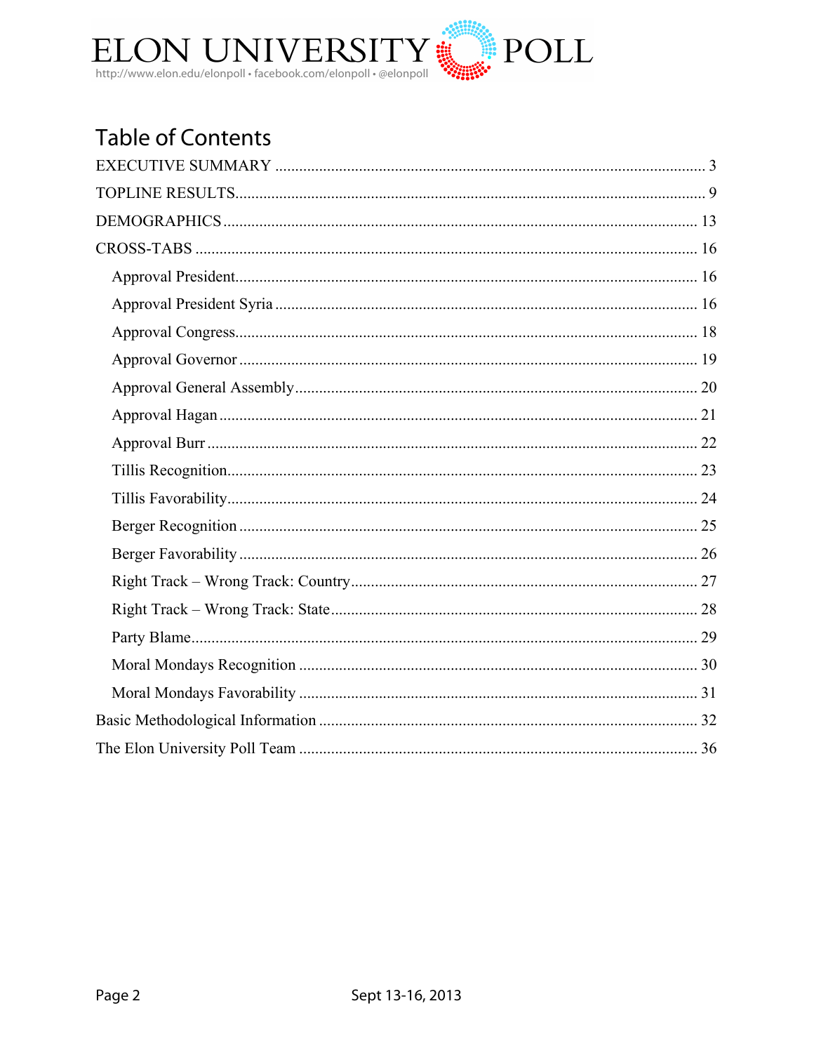# Table of Contents

EXECUTIVE SUMMARY .......... 3

TOPLINE RESULTS .......... 9

DEMOGRAPHICS .......... 13

CROSS-TABS .......... 16

- Approval President .......... 16
- Approval President Syria .......... 16
- Approval Congress .......... 18
- Approval Governor .......... 19
- Approval General Assembly .......... 20
- Approval Hagan .......... 21
- Approval Burr .......... 22
- Tillis Recognition .......... 23
- Tillis Favorability .......... 24
- Berger Recognition .......... 25
- Berger Favorability .......... 26
- Right Track – Wrong Track: Country .......... 27
- Right Track – Wrong Track: State .......... 28
- Party Blame .......... 29
- Moral Mondays Recognition .......... 30
- Moral Mondays Favorability .......... 31

Basic Methodological Information .......... 32

The Elon University Poll Team .......... 36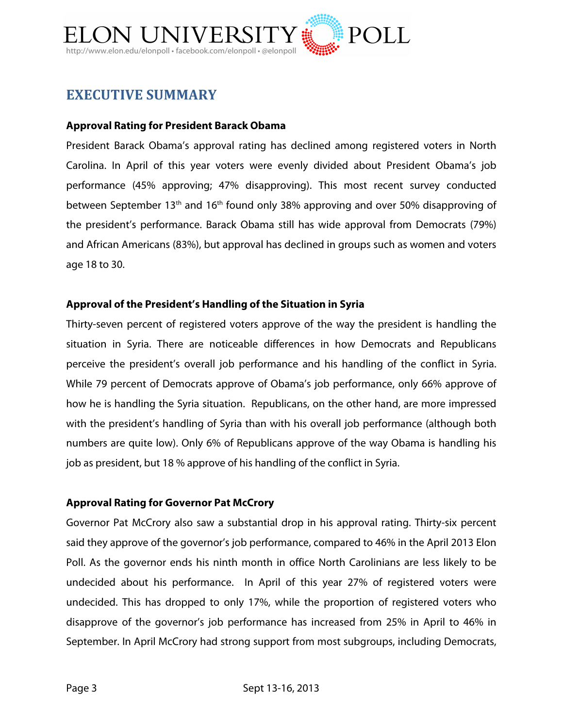# EXECUTIVE SUMMARY

**Approval Rating for President Barack Obama**

President Barack Obama's approval rating has declined among registered voters in North Carolina. In April of this year voters were evenly divided about President Obama's job performance (45% approving; 47% disapproving). This most recent survey conducted between September 13th and 16th found only 38% approving and over 50% disapproving of the president's performance. Barack Obama still has wide approval from Democrats (79%) and African Americans (83%), but approval has declined in groups such as women and voters age 18 to 30.

**Approval of the President's Handling of the Situation in Syria**

Thirty-seven percent of registered voters approve of the way the president is handling the situation in Syria. There are noticeable differences in how Democrats and Republicans perceive the president's overall job performance and his handling of the conflict in Syria. While 79 percent of Democrats approve of Obama's job performance, only 66% approve of how he is handling the Syria situation. Republicans, on the other hand, are more impressed with the president's handling of Syria than with his overall job performance (although both numbers are quite low). Only 6% of Republicans approve of the way Obama is handling his job as president, but 18 % approve of his handling of the conflict in Syria.

**Approval Rating for Governor Pat McCrory**

Governor Pat McCrory also saw a substantial drop in his approval rating. Thirty-six percent said they approve of the governor's job performance, compared to 46% in the April 2013 Elon Poll. As the governor ends his ninth month in office North Carolinians are less likely to be undecided about his performance. In April of this year 27% of registered voters were undecided. This has dropped to only 17%, while the proportion of registered voters who disapprove of the governor's job performance has increased from 25% in April to 46% in September. In April McCrory had strong support from most subgroups, including Democrats,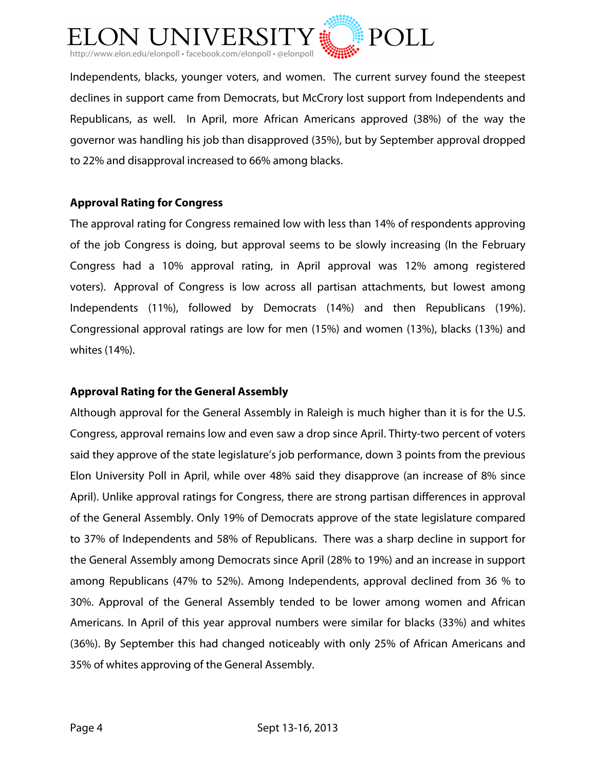Independents, blacks, younger voters, and women. The current survey found the steepest declines in support came from Democrats, but McCrory lost support from Independents and Republicans, as well. In April, more African Americans approved (38%) of the way the governor was handling his job than disapproved (35%), but by September approval dropped to 22% and disapproval increased to 66% among blacks.

**Approval Rating for Congress**

The approval rating for Congress remained low with less than 14% of respondents approving of the job Congress is doing, but approval seems to be slowly increasing (In the February Congress had a 10% approval rating, in April approval was 12% among registered voters). Approval of Congress is low across all partisan attachments, but lowest among Independents (11%), followed by Democrats (14%) and then Republicans (19%). Congressional approval ratings are low for men (15%) and women (13%), blacks (13%) and whites (14%).

**Approval Rating for the General Assembly**

Although approval for the General Assembly in Raleigh is much higher than it is for the U.S. Congress, approval remains low and even saw a drop since April. Thirty-two percent of voters said they approve of the state legislature's job performance, down 3 points from the previous Elon University Poll in April, while over 48% said they disapprove (an increase of 8% since April). Unlike approval ratings for Congress, there are strong partisan differences in approval of the General Assembly. Only 19% of Democrats approve of the state legislature compared to 37% of Independents and 58% of Republicans. There was a sharp decline in support for the General Assembly among Democrats since April (28% to 19%) and an increase in support among Republicans (47% to 52%). Among Independents, approval declined from 36 % to 30%. Approval of the General Assembly tended to be lower among women and African Americans. In April of this year approval numbers were similar for blacks (33%) and whites (36%). By September this had changed noticeably with only 25% of African Americans and 35% of whites approving of the General Assembly.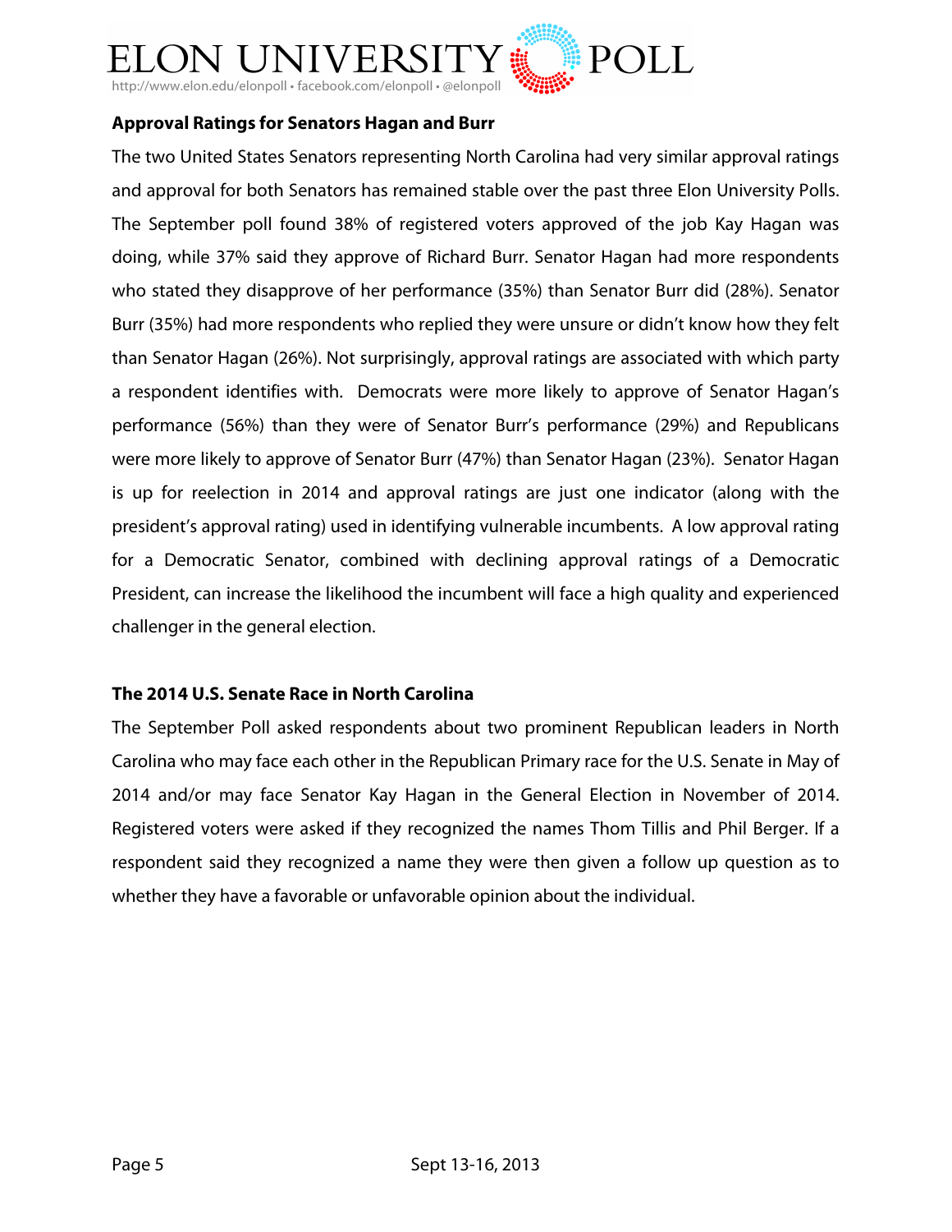## Approval Ratings for Senators Hagan and Burr

The two United States Senators representing North Carolina had very similar approval ratings and approval for both Senators has remained stable over the past three Elon University Polls. The September poll found 38% of registered voters approved of the job Kay Hagan was doing, while 37% said they approve of Richard Burr. Senator Hagan had more respondents who stated they disapprove of her performance (35%) than Senator Burr did (28%). Senator Burr (35%) had more respondents who replied they were unsure or didn't know how they felt than Senator Hagan (26%). Not surprisingly, approval ratings are associated with which party a respondent identifies with. Democrats were more likely to approve of Senator Hagan's performance (56%) than they were of Senator Burr's performance (29%) and Republicans were more likely to approve of Senator Burr (47%) than Senator Hagan (23%). Senator Hagan is up for reelection in 2014 and approval ratings are just one indicator (along with the president's approval rating) used in identifying vulnerable incumbents. A low approval rating for a Democratic Senator, combined with declining approval ratings of a Democratic President, can increase the likelihood the incumbent will face a high quality and experienced challenger in the general election.

## The 2014 U.S. Senate Race in North Carolina

The September Poll asked respondents about two prominent Republican leaders in North Carolina who may face each other in the Republican Primary race for the U.S. Senate in May of 2014 and/or may face Senator Kay Hagan in the General Election in November of 2014. Registered voters were asked if they recognized the names Thom Tillis and Phil Berger. If a respondent said they recognized a name they were then given a follow up question as to whether they have a favorable or unfavorable opinion about the individual.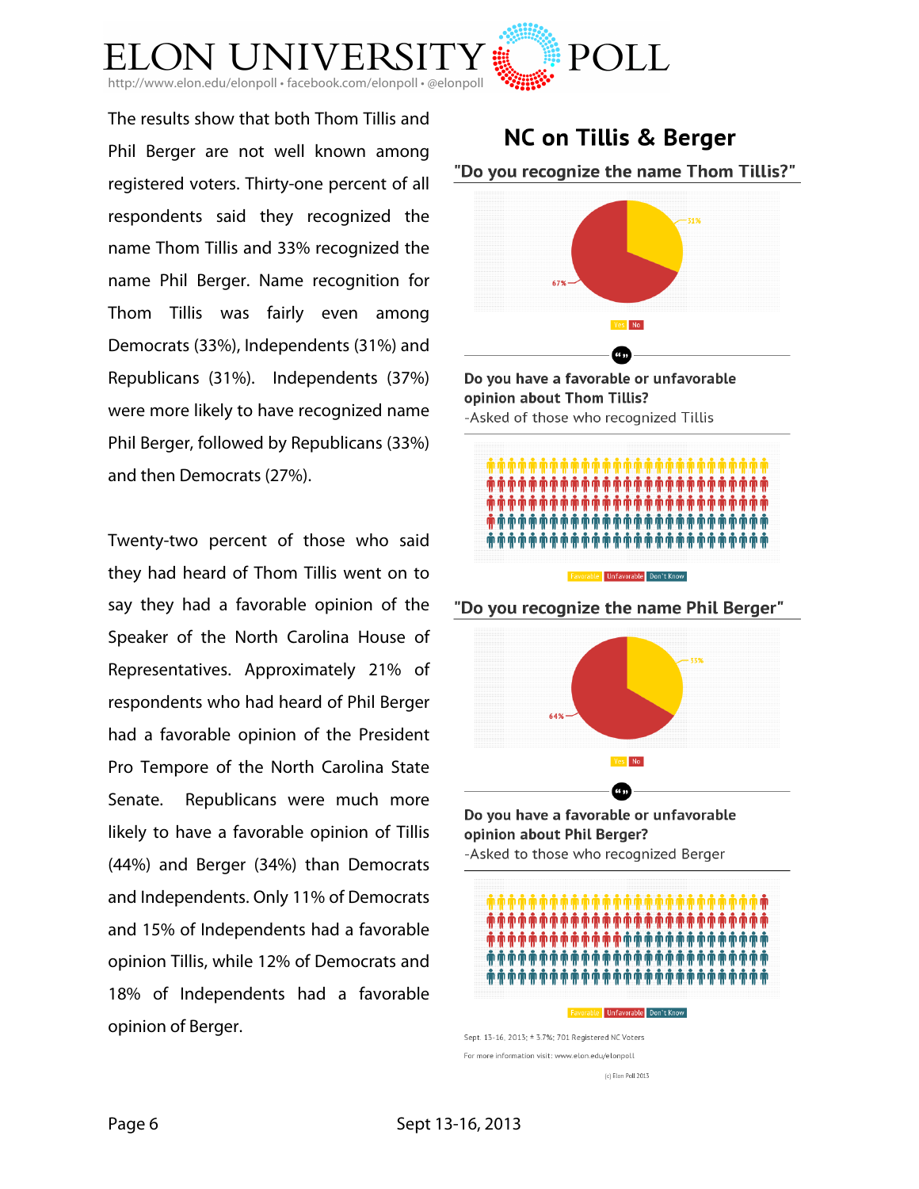The results show that both Thom Tillis and Phil Berger are not well known among registered voters. Thirty-one percent of all respondents said they recognized the name Thom Tillis and 33% recognized the name Phil Berger. Name recognition for Thom Tillis was fairly even among Democrats (33%), Independents (31%) and Republicans (31%). Independents (37%) were more likely to have recognized name Phil Berger, followed by Republicans (33%) and then Democrats (27%).

Twenty-two percent of those who said they had heard of Thom Tillis went on to say they had a favorable opinion of the Speaker of the North Carolina House of Representatives. Approximately 21% of respondents who had heard of Phil Berger had a favorable opinion of the President Pro Tempore of the North Carolina State Senate. Republicans were much more likely to have a favorable opinion of Tillis (44%) and Berger (34%) than Democrats and Independents. Only 11% of Democrats and 15% of Independents had a favorable opinion Tillis, while 12% of Democrats and 18% of Independents had a favorable opinion of Berger.

## NC on Tillis & Berger

### "Do you recognize the name Thom Tillis?"

31%
67%

Yes No

**Do you have a favorable or unfavorable opinion about Thom Tillis?**

-Asked of those who recognized Tillis

Favorable Unfavorable Don't Know

### "Do you recognize the name Phil Berger"

33%
64%

Yes No

**Do you have a favorable or unfavorable opinion about Phil Berger?**

-Asked to those who recognized Berger

Favorable Unfavorable Don't Know

Sept. 13-16, 2013; ± 3.7%; 701 Registered NC Voters

For more information visit: www.elon.edu/elonpoll

(c) Elon Poll 2013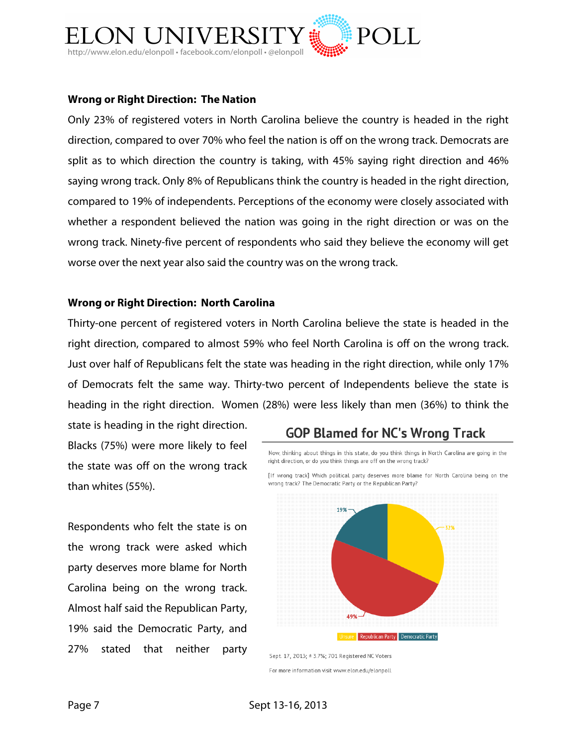### Wrong or Right Direction: The Nation

Only 23% of registered voters in North Carolina believe the country is headed in the right direction, compared to over 70% who feel the nation is off on the wrong track. Democrats are split as to which direction the country is taking, with 45% saying right direction and 46% saying wrong track. Only 8% of Republicans think the country is headed in the right direction, compared to 19% of independents. Perceptions of the economy were closely associated with whether a respondent believed the nation was going in the right direction or was on the wrong track. Ninety-five percent of respondents who said they believe the economy will get worse over the next year also said the country was on the wrong track.

### Wrong or Right Direction: North Carolina

Thirty-one percent of registered voters in North Carolina believe the state is headed in the right direction, compared to almost 59% who feel North Carolina is off on the wrong track. Just over half of Republicans felt the state was heading in the right direction, while only 17% of Democrats felt the same way. Thirty-two percent of Independents believe the state is heading in the right direction. Women (28%) were less likely than men (36%) to think the state is heading in the right direction. Blacks (75%) were more likely to feel the state was off on the wrong track than whites (55%).

Respondents who felt the state is on the wrong track were asked which party deserves more blame for North Carolina being on the wrong track. Almost half said the Republican Party, 19% said the Democratic Party, and 27% stated that neither party

**GOP Blamed for NC's Wrong Track**

Now, thinking about things in this state, do you think things in North Carolina are going in the right direction, or do you think things are off on the wrong track?

[If wrong track] Which political party deserves more blame for North Carolina being on the wrong track? The Democratic Party or the Republican Party?

| Response | Percent |
|---|---|
| Unsure | 32% |
| Republican Party | 49% |
| Democratic Party | 19% |

Sept. 17, 2013; ± 3.7%; 701 Registered NC Voters

For more information visit www.elon.edu/elonpoll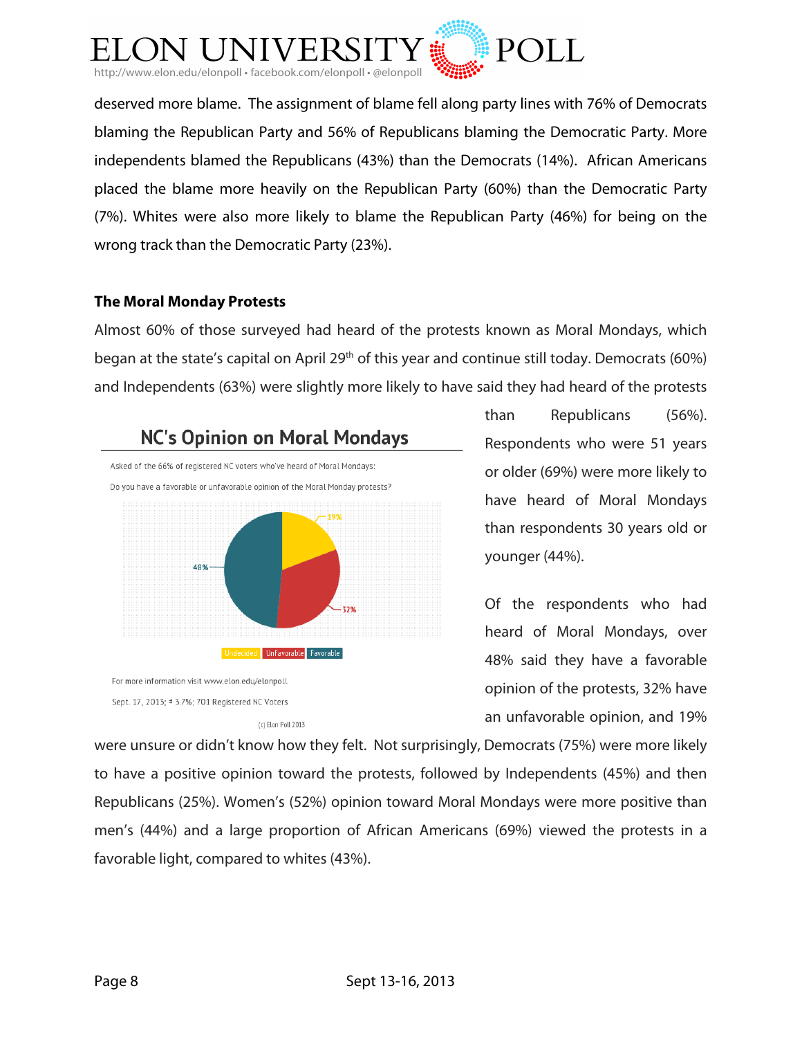deserved more blame. The assignment of blame fell along party lines with 76% of Democrats blaming the Republican Party and 56% of Republicans blaming the Democratic Party. More independents blamed the Republicans (43%) than the Democrats (14%). African Americans placed the blame more heavily on the Republican Party (60%) than the Democratic Party (7%). Whites were also more likely to blame the Republican Party (46%) for being on the wrong track than the Democratic Party (23%).

**The Moral Monday Protests**

Almost 60% of those surveyed had heard of the protests known as Moral Mondays, which began at the state's capital on April 29th of this year and continue still today. Democrats (60%) and Independents (63%) were slightly more likely to have said they had heard of the protests than Republicans (56%). Respondents who were 51 years or older (69%) were more likely to have heard of Moral Mondays than respondents 30 years old or younger (44%).

NC's Opinion on Moral Mondays

Asked of the 66% of registered NC voters who've heard of Moral Mondays:

Do you have a favorable or unfavorable opinion of the Moral Monday protests?

| Undecided | Unfavorable | Favorable |
|---|---|---|
| 19% | 32% | 48% |

For more information visit www.elon.edu/elonpoll

Sept. 17, 2013; ± 3.7%; 701 Registered NC Voters

(c) Elon Poll 2013

Of the respondents who had heard of Moral Mondays, over 48% said they have a favorable opinion of the protests, 32% have an unfavorable opinion, and 19% were unsure or didn't know how they felt. Not surprisingly, Democrats (75%) were more likely to have a positive opinion toward the protests, followed by Independents (45%) and then Republicans (25%). Women's (52%) opinion toward Moral Mondays were more positive than men's (44%) and a large proportion of African Americans (69%) viewed the protests in a favorable light, compared to whites (43%).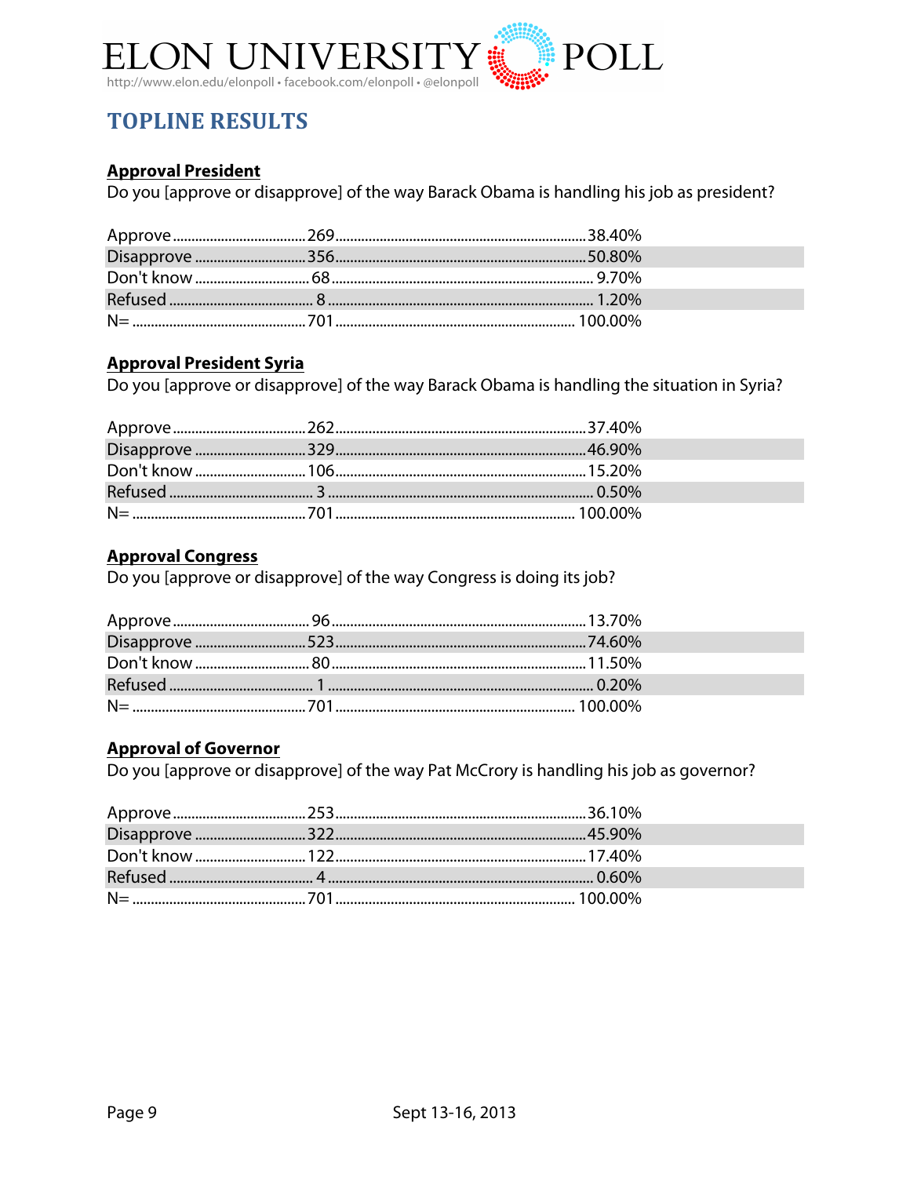## TOPLINE RESULTS

### Approval President

Do you [approve or disapprove] of the way Barack Obama is handling his job as president?

| Response | Count | Percent |
|---|---|---|
| Approve | 269 | 38.40% |
| Disapprove | 356 | 50.80% |
| Don't know | 68 | 9.70% |
| Refused | 8 | 1.20% |
| N= | 701 | 100.00% |

### Approval President Syria

Do you [approve or disapprove] of the way Barack Obama is handling the situation in Syria?

| Response | Count | Percent |
|---|---|---|
| Approve | 262 | 37.40% |
| Disapprove | 329 | 46.90% |
| Don't know | 106 | 15.20% |
| Refused | 3 | 0.50% |
| N= | 701 | 100.00% |

### Approval Congress

Do you [approve or disapprove] of the way Congress is doing its job?

| Response | Count | Percent |
|---|---|---|
| Approve | 96 | 13.70% |
| Disapprove | 523 | 74.60% |
| Don't know | 80 | 11.50% |
| Refused | 1 | 0.20% |
| N= | 701 | 100.00% |

### Approval of Governor

Do you [approve or disapprove] of the way Pat McCrory is handling his job as governor?

| Response | Count | Percent |
|---|---|---|
| Approve | 253 | 36.10% |
| Disapprove | 322 | 45.90% |
| Don't know | 122 | 17.40% |
| Refused | 4 | 0.60% |
| N= | 701 | 100.00% |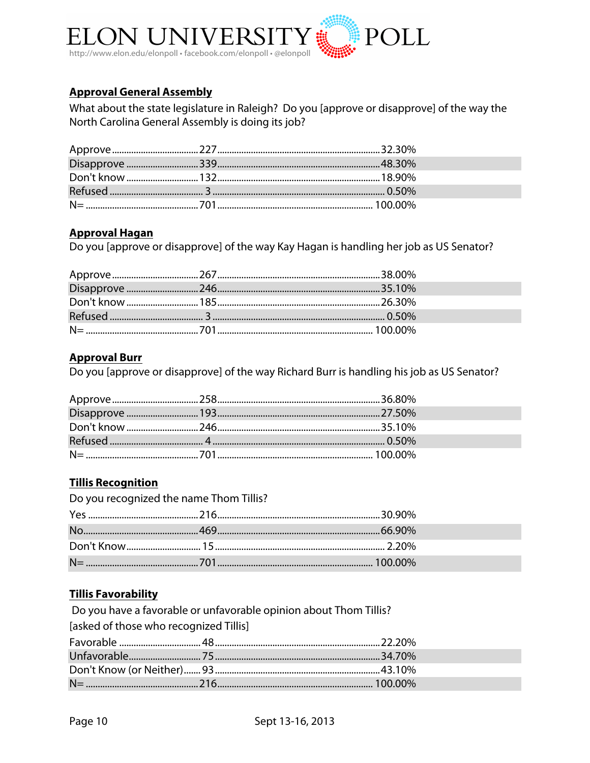## Approval General Assembly

What about the state legislature in Raleigh? Do you [approve or disapprove] of the way the North Carolina General Assembly is doing its job?

| Response | Count | Percent |
|---|---|---|
| Approve | 227 | 32.30% |
| Disapprove | 339 | 48.30% |
| Don't know | 132 | 18.90% |
| Refused | 3 | 0.50% |
| N= | 701 | 100.00% |

## Approval Hagan

Do you [approve or disapprove] of the way Kay Hagan is handling her job as US Senator?

| Response | Count | Percent |
|---|---|---|
| Approve | 267 | 38.00% |
| Disapprove | 246 | 35.10% |
| Don't know | 185 | 26.30% |
| Refused | 3 | 0.50% |
| N= | 701 | 100.00% |

## Approval Burr

Do you [approve or disapprove] of the way Richard Burr is handling his job as US Senator?

| Response | Count | Percent |
|---|---|---|
| Approve | 258 | 36.80% |
| Disapprove | 193 | 27.50% |
| Don't know | 246 | 35.10% |
| Refused | 4 | 0.50% |
| N= | 701 | 100.00% |

## Tillis Recognition

Do you recognized the name Thom Tillis?

| Response | Count | Percent |
|---|---|---|
| Yes | 216 | 30.90% |
| No | 469 | 66.90% |
| Don't Know | 15 | 2.20% |
| N= | 701 | 100.00% |

## Tillis Favorability

Do you have a favorable or unfavorable opinion about Thom Tillis?
[asked of those who recognized Tillis]

| Response | Count | Percent |
|---|---|---|
| Favorable | 48 | 22.20% |
| Unfavorable | 75 | 34.70% |
| Don't Know (or Neither) | 93 | 43.10% |
| N= | 216 | 100.00% |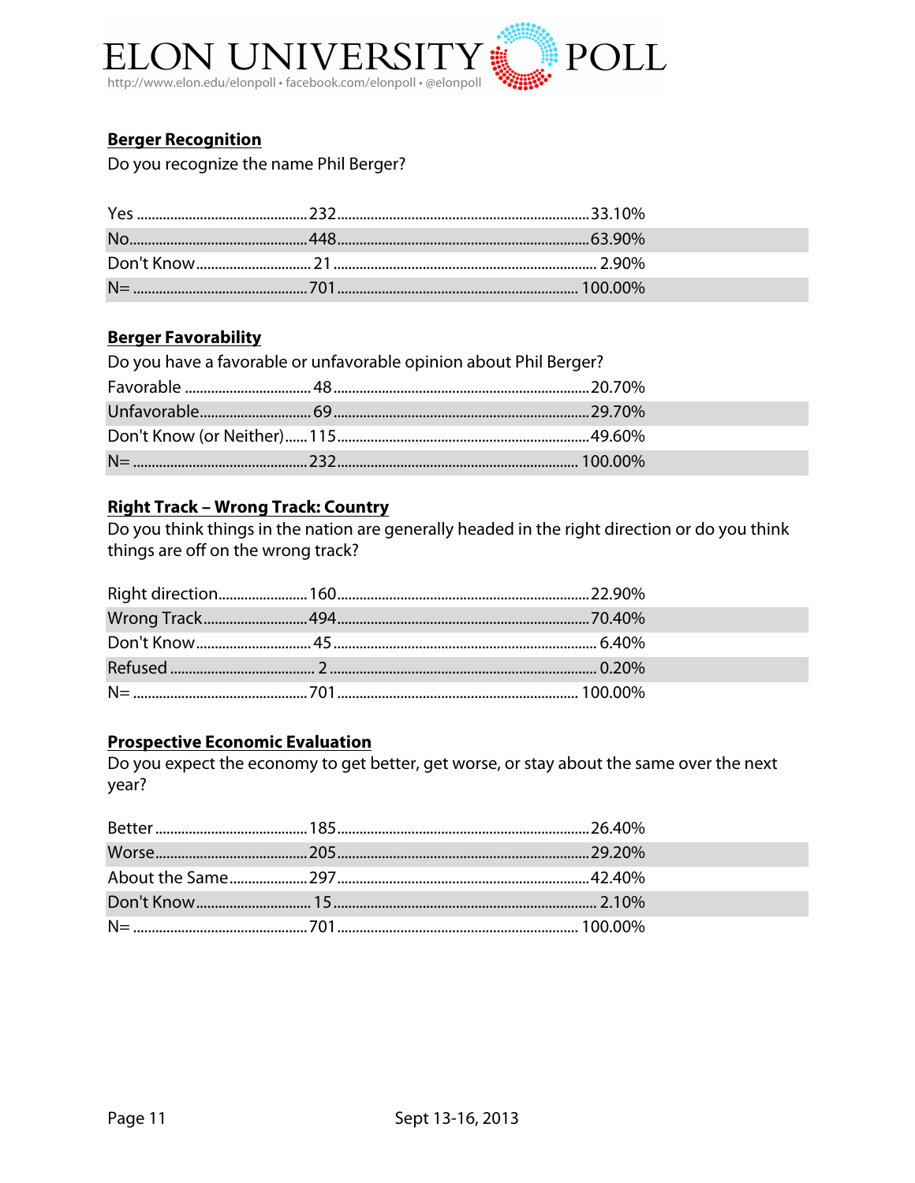## Berger Recognition

Do you recognize the name Phil Berger?

| Response | Count | Percent |
|---|---|---|
| Yes | 232 | 33.10% |
| No | 448 | 63.90% |
| Don't Know | 21 | 2.90% |
| N= | 701 | 100.00% |

## Berger Favorability

Do you have a favorable or unfavorable opinion about Phil Berger?

| Response | Count | Percent |
|---|---|---|
| Favorable | 48 | 20.70% |
| Unfavorable | 69 | 29.70% |
| Don't Know (or Neither) | 115 | 49.60% |
| N= | 232 | 100.00% |

## Right Track – Wrong Track: Country

Do you think things in the nation are generally headed in the right direction or do you think things are off on the wrong track?

| Response | Count | Percent |
|---|---|---|
| Right direction | 160 | 22.90% |
| Wrong Track | 494 | 70.40% |
| Don't Know | 45 | 6.40% |
| Refused | 2 | 0.20% |
| N= | 701 | 100.00% |

## Prospective Economic Evaluation

Do you expect the economy to get better, get worse, or stay about the same over the next year?

| Response | Count | Percent |
|---|---|---|
| Better | 185 | 26.40% |
| Worse | 205 | 29.20% |
| About the Same | 297 | 42.40% |
| Don't Know | 15 | 2.10% |
| N= | 701 | 100.00% |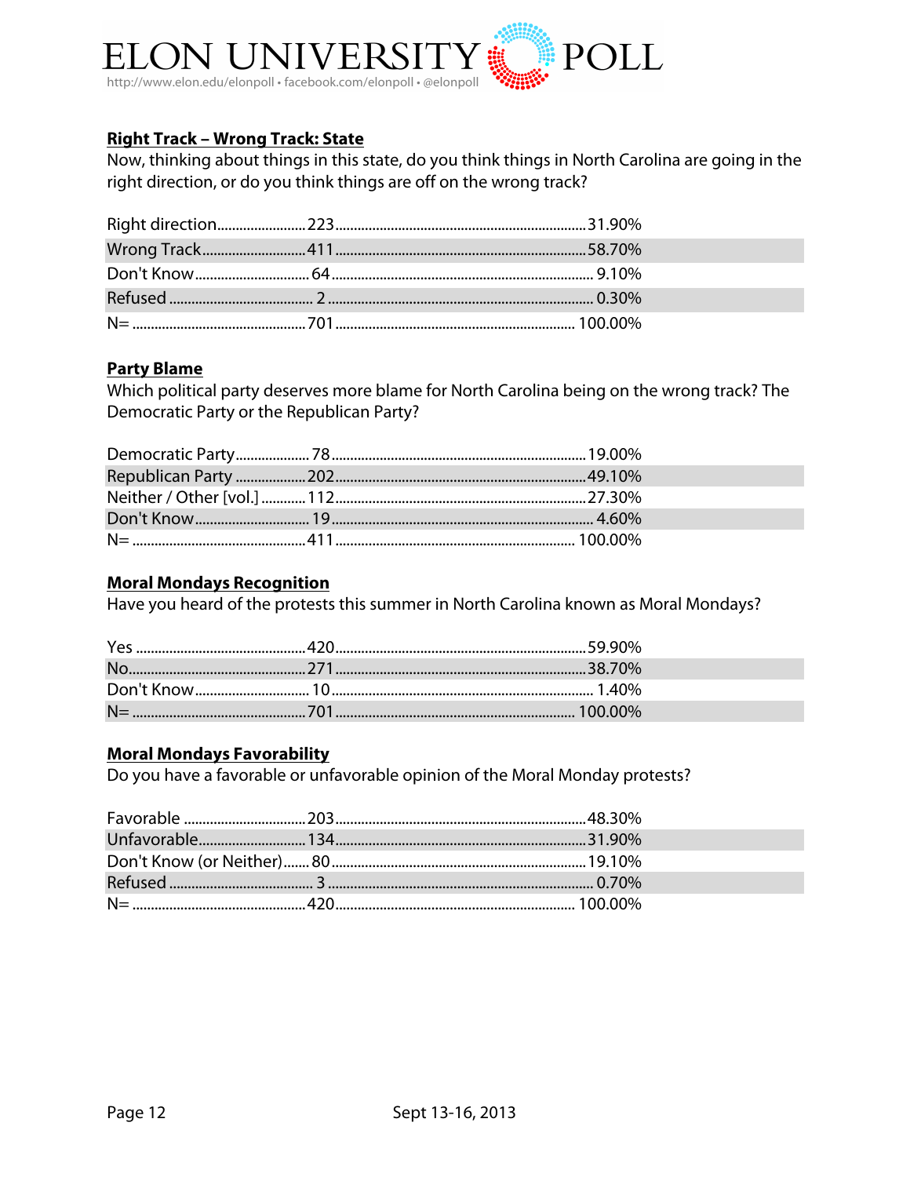**Right Track – Wrong Track: State**

Now, thinking about things in this state, do you think things in North Carolina are going in the right direction, or do you think things are off on the wrong track?

| Response | Count | Percent |
|---|---|---|
| Right direction | 223 | 31.90% |
| Wrong Track | 411 | 58.70% |
| Don't Know | 64 | 9.10% |
| Refused | 2 | 0.30% |
| N= | 701 | 100.00% |

**Party Blame**

Which political party deserves more blame for North Carolina being on the wrong track? The Democratic Party or the Republican Party?

| Response | Count | Percent |
|---|---|---|
| Democratic Party | 78 | 19.00% |
| Republican Party | 202 | 49.10% |
| Neither / Other [vol.] | 112 | 27.30% |
| Don't Know | 19 | 4.60% |
| N= | 411 | 100.00% |

**Moral Mondays Recognition**

Have you heard of the protests this summer in North Carolina known as Moral Mondays?

| Response | Count | Percent |
|---|---|---|
| Yes | 420 | 59.90% |
| No | 271 | 38.70% |
| Don't Know | 10 | 1.40% |
| N= | 701 | 100.00% |

**Moral Mondays Favorability**

Do you have a favorable or unfavorable opinion of the Moral Monday protests?

| Response | Count | Percent |
|---|---|---|
| Favorable | 203 | 48.30% |
| Unfavorable | 134 | 31.90% |
| Don't Know (or Neither) | 80 | 19.10% |
| Refused | 3 | 0.70% |
| N= | 420 | 100.00% |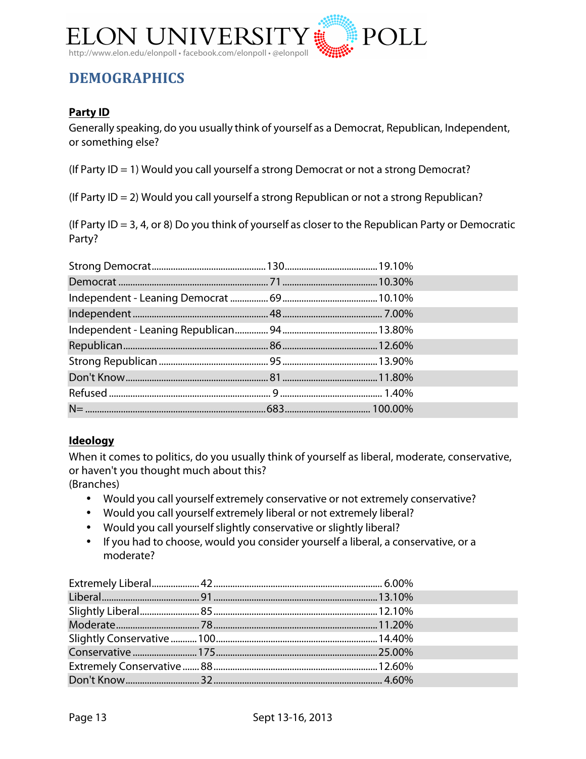## DEMOGRAPHICS

**Party ID**

Generally speaking, do you usually think of yourself as a Democrat, Republican, Independent, or something else?

(If Party ID = 1) Would you call yourself a strong Democrat or not a strong Democrat?

(If Party ID = 2) Would you call yourself a strong Republican or not a strong Republican?

(If Party ID = 3, 4, or 8) Do you think of yourself as closer to the Republican Party or Democratic Party?

| | | |
|---|---|---|
| Strong Democrat | 130 | 19.10% |
| Democrat | 71 | 10.30% |
| Independent - Leaning Democrat | 69 | 10.10% |
| Independent | 48 | 7.00% |
| Independent - Leaning Republican | 94 | 13.80% |
| Republican | 86 | 12.60% |
| Strong Republican | 95 | 13.90% |
| Don't Know | 81 | 11.80% |
| Refused | 9 | 1.40% |
| N= | 683 | 100.00% |

**Ideology**

When it comes to politics, do you usually think of yourself as liberal, moderate, conservative, or haven't you thought much about this?
(Branches)

- Would you call yourself extremely conservative or not extremely conservative?
- Would you call yourself extremely liberal or not extremely liberal?
- Would you call yourself slightly conservative or slightly liberal?
- If you had to choose, would you consider yourself a liberal, a conservative, or a moderate?

| | | |
|---|---|---|
| Extremely Liberal | 42 | 6.00% |
| Liberal | 91 | 13.10% |
| Slightly Liberal | 85 | 12.10% |
| Moderate | 78 | 11.20% |
| Slightly Conservative | 100 | 14.40% |
| Conservative | 175 | 25.00% |
| Extremely Conservative | 88 | 12.60% |
| Don't Know | 32 | 4.60% |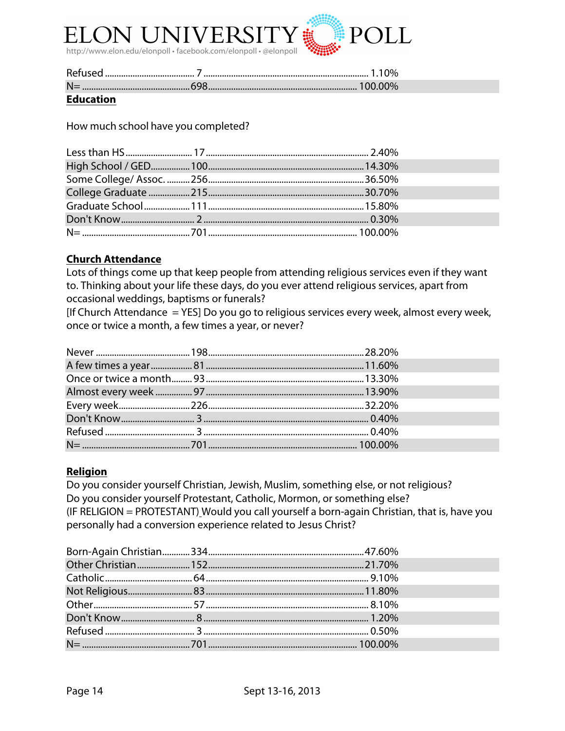| | | |
|---|---|---|
| Refused | 7 | 1.10% |
| N= | 698 | 100.00% |

**Education**

How much school have you completed?

| | | |
|---|---|---|
| Less than HS | 17 | 2.40% |
| High School / GED | 100 | 14.30% |
| Some College/ Assoc. | 256 | 36.50% |
| College Graduate | 215 | 30.70% |
| Graduate School | 111 | 15.80% |
| Don't Know | 2 | 0.30% |
| N= | 701 | 100.00% |

**Church Attendance**

Lots of things come up that keep people from attending religious services even if they want to. Thinking about your life these days, do you ever attend religious services, apart from occasional weddings, baptisms or funerals?
[If Church Attendance = YES] Do you go to religious services every week, almost every week, once or twice a month, a few times a year, or never?

| | | |
|---|---|---|
| Never | 198 | 28.20% |
| A few times a year | 81 | 11.60% |
| Once or twice a month | 93 | 13.30% |
| Almost every week | 97 | 13.90% |
| Every week | 226 | 32.20% |
| Don't Know | 3 | 0.40% |
| Refused | 3 | 0.40% |
| N= | 701 | 100.00% |

**Religion**

Do you consider yourself Christian, Jewish, Muslim, something else, or not religious?
Do you consider yourself Protestant, Catholic, Mormon, or something else?
(IF RELIGION = PROTESTANT) Would you call yourself a born-again Christian, that is, have you personally had a conversion experience related to Jesus Christ?

| | | |
|---|---|---|
| Born-Again Christian | 334 | 47.60% |
| Other Christian | 152 | 21.70% |
| Catholic | 64 | 9.10% |
| Not Religious | 83 | 11.80% |
| Other | 57 | 8.10% |
| Don't Know | 8 | 1.20% |
| Refused | 3 | 0.50% |
| N= | 701 | 100.00% |

Sept 13-16, 2013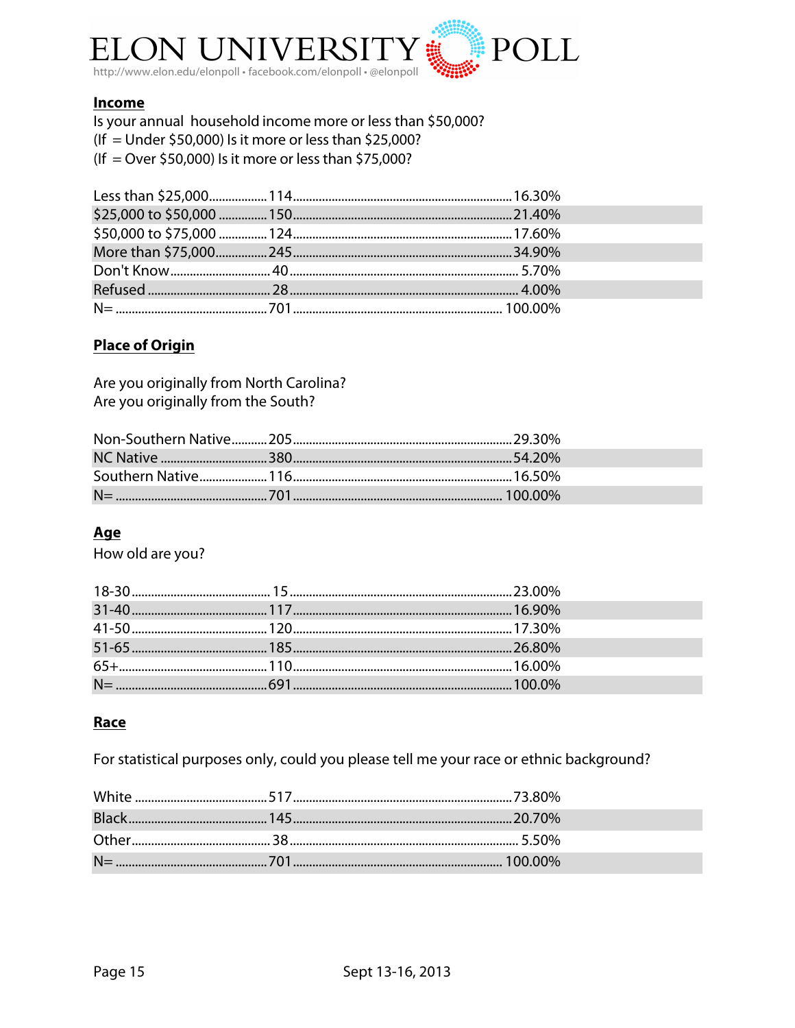**Income**

Is your annual household income more or less than $50,000?
(If = Under $50,000) Is it more or less than $25,000?
(If = Over $50,000) Is it more or less than $75,000?

| | | |
|---|---|---|
| Less than $25,000 | 114 | 16.30% |
| $25,000 to $50,000 | 150 | 21.40% |
| $50,000 to $75,000 | 124 | 17.60% |
| More than $75,000 | 245 | 34.90% |
| Don't Know | 40 | 5.70% |
| Refused | 28 | 4.00% |
| N= | 701 | 100.00% |

**Place of Origin**

Are you originally from North Carolina?
Are you originally from the South?

| | | |
|---|---|---|
| Non-Southern Native | 205 | 29.30% |
| NC Native | 380 | 54.20% |
| Southern Native | 116 | 16.50% |
| N= | 701 | 100.00% |

**Age**

How old are you?

| | | |
|---|---|---|
| 18-30 | 15 | 23.00% |
| 31-40 | 117 | 16.90% |
| 41-50 | 120 | 17.30% |
| 51-65 | 185 | 26.80% |
| 65+ | 110 | 16.00% |
| N= | 691 | 100.0% |

**Race**

For statistical purposes only, could you please tell me your race or ethnic background?

| | | |
|---|---|---|
| White | 517 | 73.80% |
| Black | 145 | 20.70% |
| Other | 38 | 5.50% |
| N= | 701 | 100.00% |

Sept 13-16, 2013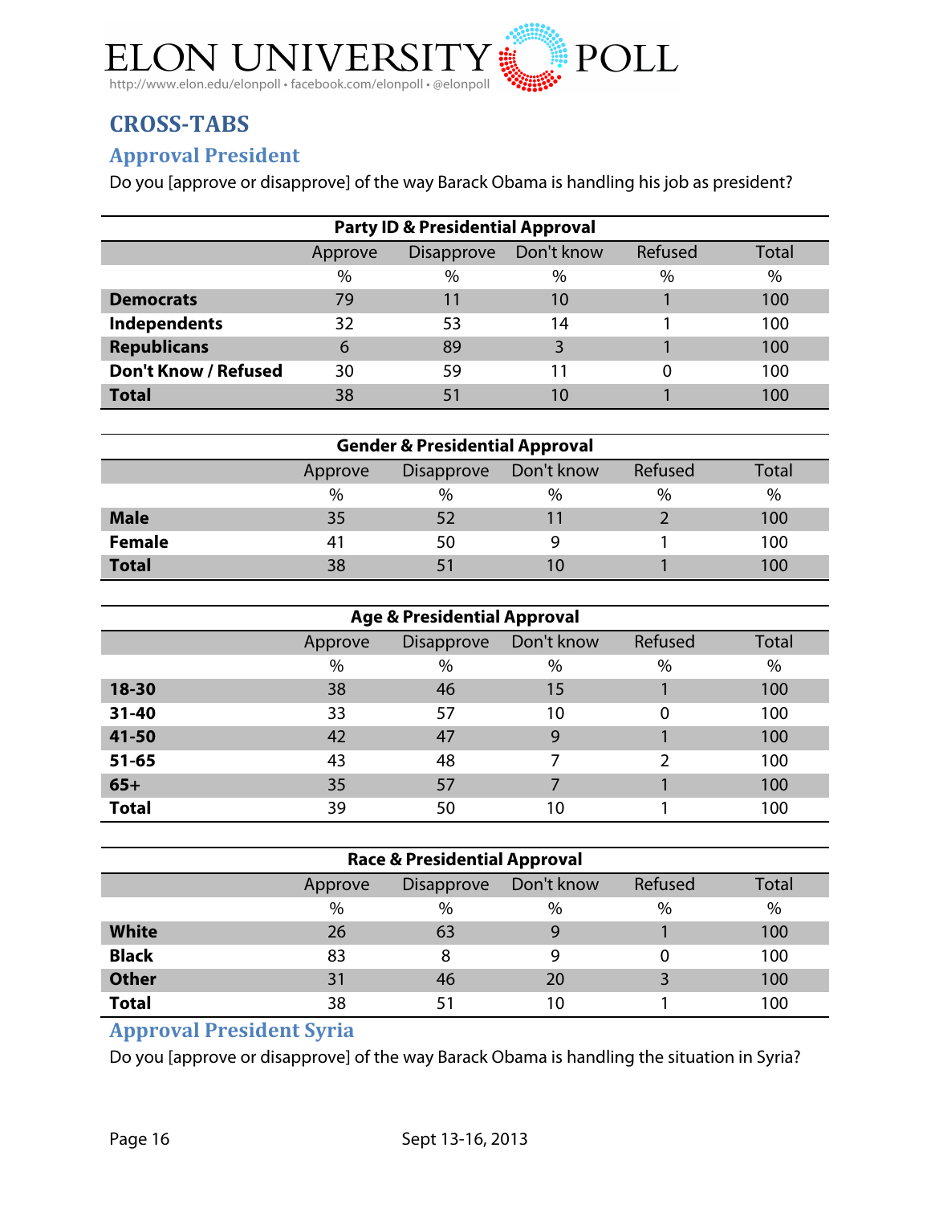# CROSS-TABS

## Approval President

Do you [approve or disapprove] of the way Barack Obama is handling his job as president?

| Party ID & Presidential Approval | Approve | Disapprove | Don't know | Refused | Total |
|---|---|---|---|---|---|
| | % | % | % | % | % |
| **Democrats** | 79 | 11 | 10 | 1 | 100 |
| **Independents** | 32 | 53 | 14 | 1 | 100 |
| **Republicans** | 6 | 89 | 3 | 1 | 100 |
| **Don't Know / Refused** | 30 | 59 | 11 | 0 | 100 |
| **Total** | 38 | 51 | 10 | 1 | 100 |

| Gender & Presidential Approval | Approve | Disapprove | Don't know | Refused | Total |
|---|---|---|---|---|---|
| | % | % | % | % | % |
| **Male** | 35 | 52 | 11 | 2 | 100 |
| **Female** | 41 | 50 | 9 | 1 | 100 |
| **Total** | 38 | 51 | 10 | 1 | 100 |

| Age & Presidential Approval | Approve | Disapprove | Don't know | Refused | Total |
|---|---|---|---|---|---|
| | % | % | % | % | % |
| **18-30** | 38 | 46 | 15 | 1 | 100 |
| **31-40** | 33 | 57 | 10 | 0 | 100 |
| **41-50** | 42 | 47 | 9 | 1 | 100 |
| **51-65** | 43 | 48 | 7 | 2 | 100 |
| **65+** | 35 | 57 | 7 | 1 | 100 |
| **Total** | 39 | 50 | 10 | 1 | 100 |

| Race & Presidential Approval | Approve | Disapprove | Don't know | Refused | Total |
|---|---|---|---|---|---|
| | % | % | % | % | % |
| **White** | 26 | 63 | 9 | 1 | 100 |
| **Black** | 83 | 8 | 9 | 0 | 100 |
| **Other** | 31 | 46 | 20 | 3 | 100 |
| **Total** | 38 | 51 | 10 | 1 | 100 |

## Approval President Syria

Do you [approve or disapprove] of the way Barack Obama is handling the situation in Syria?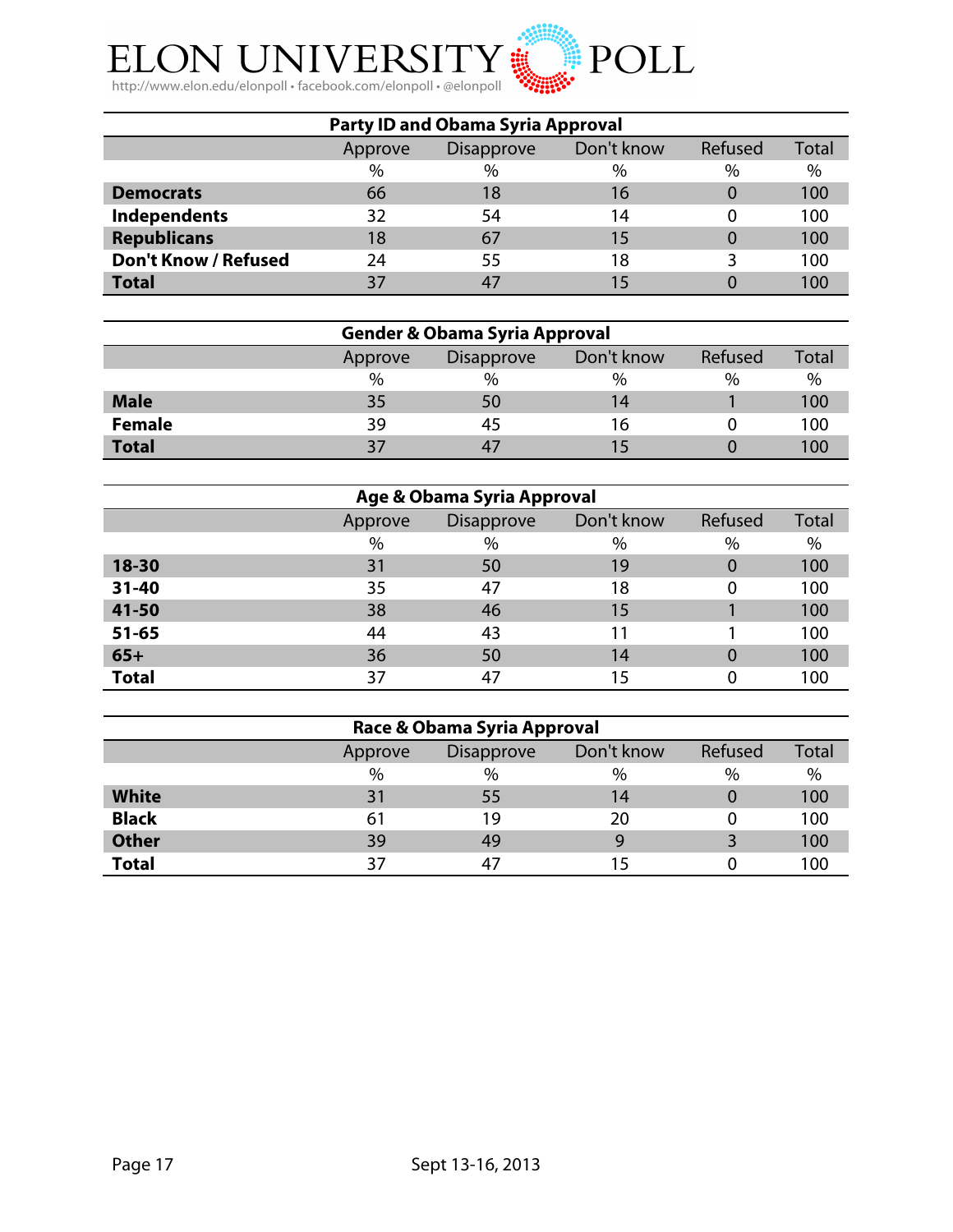| Party ID and Obama Syria Approval | | | | | |
|---|---|---|---|---|---|
| | Approve | Disapprove | Don't know | Refused | Total |
| | % | % | % | % | % |
| **Democrats** | 66 | 18 | 16 | 0 | 100 |
| **Independents** | 32 | 54 | 14 | 0 | 100 |
| **Republicans** | 18 | 67 | 15 | 0 | 100 |
| **Don't Know / Refused** | 24 | 55 | 18 | 3 | 100 |
| **Total** | 37 | 47 | 15 | 0 | 100 |

| Gender & Obama Syria Approval | | | | | |
|---|---|---|---|---|---|
| | Approve | Disapprove | Don't know | Refused | Total |
| | % | % | % | % | % |
| **Male** | 35 | 50 | 14 | 1 | 100 |
| **Female** | 39 | 45 | 16 | 0 | 100 |
| **Total** | 37 | 47 | 15 | 0 | 100 |

| Age & Obama Syria Approval | | | | | |
|---|---|---|---|---|---|
| | Approve | Disapprove | Don't know | Refused | Total |
| | % | % | % | % | % |
| **18-30** | 31 | 50 | 19 | 0 | 100 |
| **31-40** | 35 | 47 | 18 | 0 | 100 |
| **41-50** | 38 | 46 | 15 | 1 | 100 |
| **51-65** | 44 | 43 | 11 | 1 | 100 |
| **65+** | 36 | 50 | 14 | 0 | 100 |
| **Total** | 37 | 47 | 15 | 0 | 100 |

| Race & Obama Syria Approval | | | | | |
|---|---|---|---|---|---|
| | Approve | Disapprove | Don't know | Refused | Total |
| | % | % | % | % | % |
| **White** | 31 | 55 | 14 | 0 | 100 |
| **Black** | 61 | 19 | 20 | 0 | 100 |
| **Other** | 39 | 49 | 9 | 3 | 100 |
| **Total** | 37 | 47 | 15 | 0 | 100 |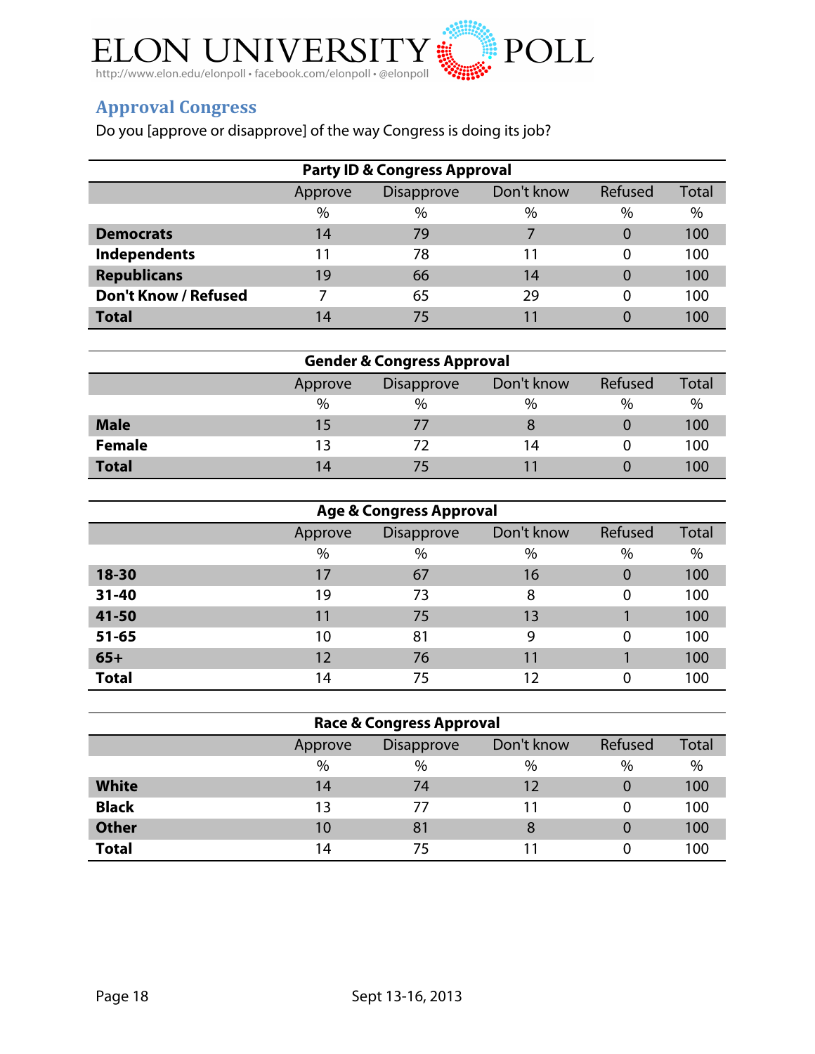## Approval Congress

Do you [approve or disapprove] of the way Congress is doing its job?

| Party ID & Congress Approval | Approve | Disapprove | Don't know | Refused | Total |
|---|---|---|---|---|---|
| | % | % | % | % | % |
| **Democrats** | 14 | 79 | 7 | 0 | 100 |
| **Independents** | 11 | 78 | 11 | 0 | 100 |
| **Republicans** | 19 | 66 | 14 | 0 | 100 |
| **Don't Know / Refused** | 7 | 65 | 29 | 0 | 100 |
| **Total** | 14 | 75 | 11 | 0 | 100 |

| Gender & Congress Approval | Approve | Disapprove | Don't know | Refused | Total |
|---|---|---|---|---|---|
| | % | % | % | % | % |
| **Male** | 15 | 77 | 8 | 0 | 100 |
| **Female** | 13 | 72 | 14 | 0 | 100 |
| **Total** | 14 | 75 | 11 | 0 | 100 |

| Age & Congress Approval | Approve | Disapprove | Don't know | Refused | Total |
|---|---|---|---|---|---|
| | % | % | % | % | % |
| **18-30** | 17 | 67 | 16 | 0 | 100 |
| **31-40** | 19 | 73 | 8 | 0 | 100 |
| **41-50** | 11 | 75 | 13 | 1 | 100 |
| **51-65** | 10 | 81 | 9 | 0 | 100 |
| **65+** | 12 | 76 | 11 | 1 | 100 |
| **Total** | 14 | 75 | 12 | 0 | 100 |

| Race & Congress Approval | Approve | Disapprove | Don't know | Refused | Total |
|---|---|---|---|---|---|
| | % | % | % | % | % |
| **White** | 14 | 74 | 12 | 0 | 100 |
| **Black** | 13 | 77 | 11 | 0 | 100 |
| **Other** | 10 | 81 | 8 | 0 | 100 |
| **Total** | 14 | 75 | 11 | 0 | 100 |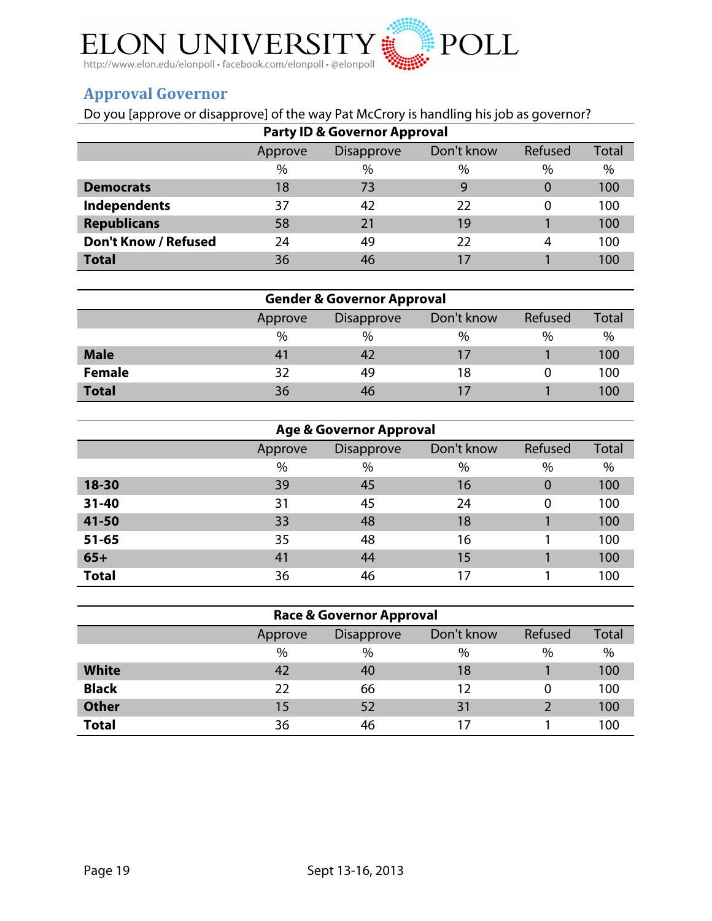## Approval Governor

Do you [approve or disapprove] of the way Pat McCrory is handling his job as governor?

**Party ID & Governor Approval**

| | Approve | Disapprove | Don't know | Refused | Total |
|---|---|---|---|---|---|
| | % | % | % | % | % |
| **Democrats** | 18 | 73 | 9 | 0 | 100 |
| **Independents** | 37 | 42 | 22 | 0 | 100 |
| **Republicans** | 58 | 21 | 19 | 1 | 100 |
| **Don't Know / Refused** | 24 | 49 | 22 | 4 | 100 |
| **Total** | 36 | 46 | 17 | 1 | 100 |

**Gender & Governor Approval**

| | Approve | Disapprove | Don't know | Refused | Total |
|---|---|---|---|---|---|
| | % | % | % | % | % |
| **Male** | 41 | 42 | 17 | 1 | 100 |
| **Female** | 32 | 49 | 18 | 0 | 100 |
| **Total** | 36 | 46 | 17 | 1 | 100 |

**Age & Governor Approval**

| | Approve | Disapprove | Don't know | Refused | Total |
|---|---|---|---|---|---|
| | % | % | % | % | % |
| **18-30** | 39 | 45 | 16 | 0 | 100 |
| **31-40** | 31 | 45 | 24 | 0 | 100 |
| **41-50** | 33 | 48 | 18 | 1 | 100 |
| **51-65** | 35 | 48 | 16 | 1 | 100 |
| **65+** | 41 | 44 | 15 | 1 | 100 |
| **Total** | 36 | 46 | 17 | 1 | 100 |

**Race & Governor Approval**

| | Approve | Disapprove | Don't know | Refused | Total |
|---|---|---|---|---|---|
| | % | % | % | % | % |
| **White** | 42 | 40 | 18 | 1 | 100 |
| **Black** | 22 | 66 | 12 | 0 | 100 |
| **Other** | 15 | 52 | 31 | 2 | 100 |
| **Total** | 36 | 46 | 17 | 1 | 100 |

Sept 13-16, 2013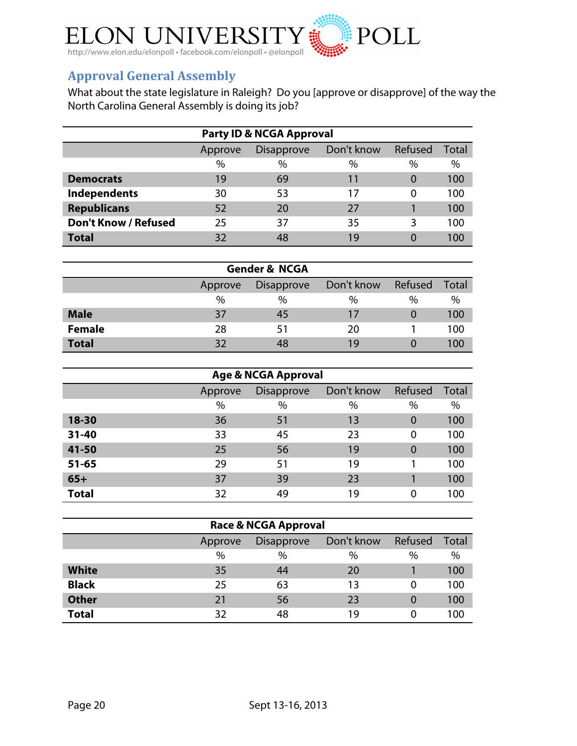## Approval General Assembly

What about the state legislature in Raleigh? Do you [approve or disapprove] of the way the North Carolina General Assembly is doing its job?

**Party ID & NCGA Approval**

| | Approve | Disapprove | Don't know | Refused | Total |
|---|---|---|---|---|---|
| | % | % | % | % | % |
| **Democrats** | 19 | 69 | 11 | 0 | 100 |
| **Independents** | 30 | 53 | 17 | 0 | 100 |
| **Republicans** | 52 | 20 | 27 | 1 | 100 |
| **Don't Know / Refused** | 25 | 37 | 35 | 3 | 100 |
| **Total** | 32 | 48 | 19 | 0 | 100 |

**Gender & NCGA**

| | Approve | Disapprove | Don't know | Refused | Total |
|---|---|---|---|---|---|
| | % | % | % | % | % |
| **Male** | 37 | 45 | 17 | 0 | 100 |
| **Female** | 28 | 51 | 20 | 1 | 100 |
| **Total** | 32 | 48 | 19 | 0 | 100 |

**Age & NCGA Approval**

| | Approve | Disapprove | Don't know | Refused | Total |
|---|---|---|---|---|---|
| | % | % | % | % | % |
| **18-30** | 36 | 51 | 13 | 0 | 100 |
| **31-40** | 33 | 45 | 23 | 0 | 100 |
| **41-50** | 25 | 56 | 19 | 0 | 100 |
| **51-65** | 29 | 51 | 19 | 1 | 100 |
| **65+** | 37 | 39 | 23 | 1 | 100 |
| **Total** | 32 | 49 | 19 | 0 | 100 |

**Race & NCGA Approval**

| | Approve | Disapprove | Don't know | Refused | Total |
|---|---|---|---|---|---|
| | % | % | % | % | % |
| **White** | 35 | 44 | 20 | 1 | 100 |
| **Black** | 25 | 63 | 13 | 0 | 100 |
| **Other** | 21 | 56 | 23 | 0 | 100 |
| **Total** | 32 | 48 | 19 | 0 | 100 |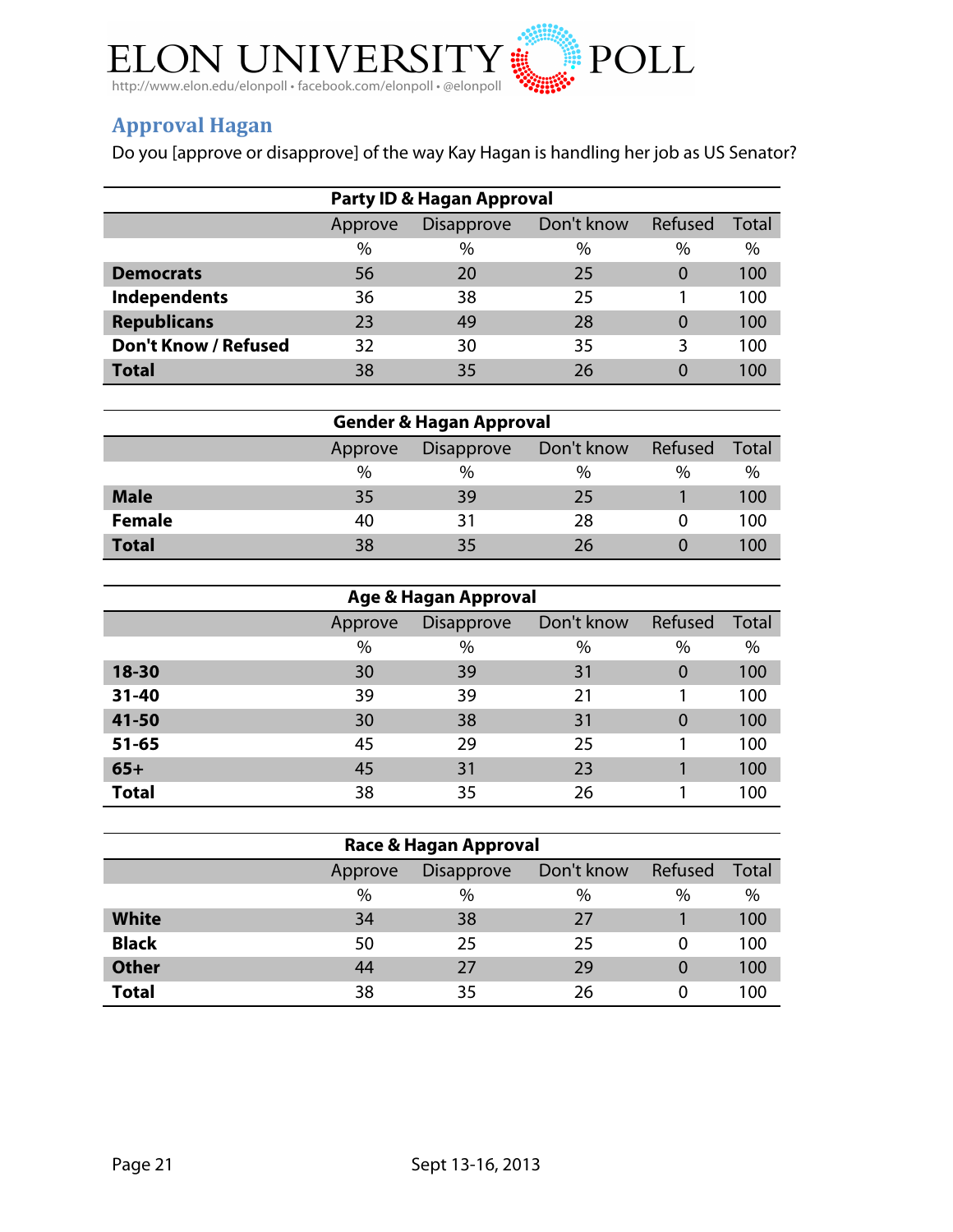## Approval Hagan

Do you [approve or disapprove] of the way Kay Hagan is handling her job as US Senator?

| Party ID & Hagan Approval | | | | | |
|---|---|---|---|---|---|
| | Approve | Disapprove | Don't know | Refused | Total |
| | % | % | % | % | % |
| **Democrats** | 56 | 20 | 25 | 0 | 100 |
| **Independents** | 36 | 38 | 25 | 1 | 100 |
| **Republicans** | 23 | 49 | 28 | 0 | 100 |
| **Don't Know / Refused** | 32 | 30 | 35 | 3 | 100 |
| **Total** | 38 | 35 | 26 | 0 | 100 |

| Gender & Hagan Approval | | | | | |
|---|---|---|---|---|---|
| | Approve | Disapprove | Don't know | Refused | Total |
| | % | % | % | % | % |
| **Male** | 35 | 39 | 25 | 1 | 100 |
| **Female** | 40 | 31 | 28 | 0 | 100 |
| **Total** | 38 | 35 | 26 | 0 | 100 |

| Age & Hagan Approval | | | | | |
|---|---|---|---|---|---|
| | Approve | Disapprove | Don't know | Refused | Total |
| | % | % | % | % | % |
| **18-30** | 30 | 39 | 31 | 0 | 100 |
| **31-40** | 39 | 39 | 21 | 1 | 100 |
| **41-50** | 30 | 38 | 31 | 0 | 100 |
| **51-65** | 45 | 29 | 25 | 1 | 100 |
| **65+** | 45 | 31 | 23 | 1 | 100 |
| **Total** | 38 | 35 | 26 | 1 | 100 |

| Race & Hagan Approval | | | | | |
|---|---|---|---|---|---|
| | Approve | Disapprove | Don't know | Refused | Total |
| | % | % | % | % | % |
| **White** | 34 | 38 | 27 | 1 | 100 |
| **Black** | 50 | 25 | 25 | 0 | 100 |
| **Other** | 44 | 27 | 29 | 0 | 100 |
| **Total** | 38 | 35 | 26 | 0 | 100 |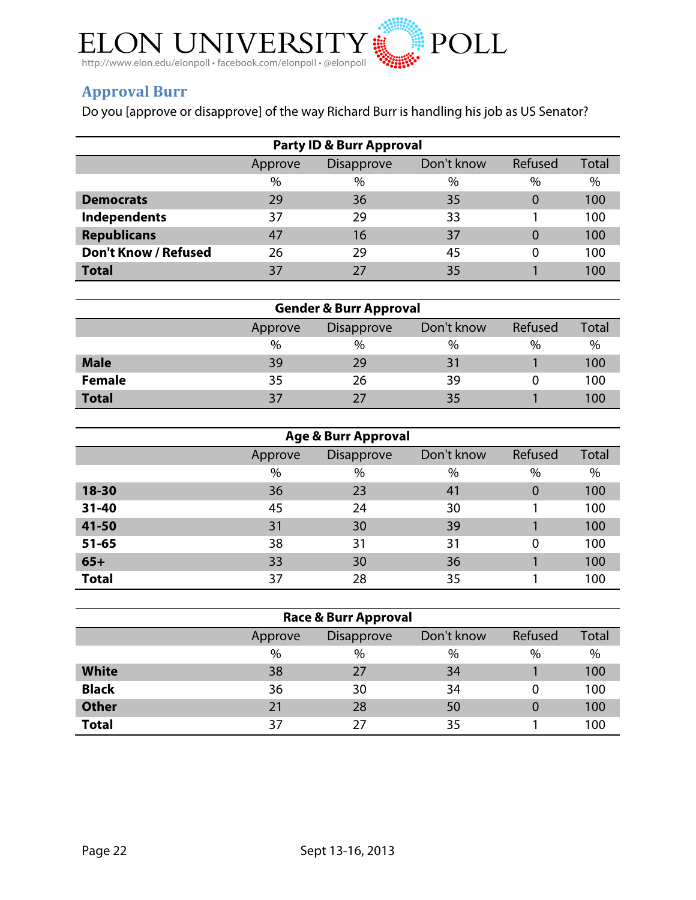## Approval Burr

Do you [approve or disapprove] of the way Richard Burr is handling his job as US Senator?

| Party ID & Burr Approval | | | | | |
|---|---|---|---|---|---|
| | Approve | Disapprove | Don't know | Refused | Total |
| | % | % | % | % | % |
| **Democrats** | 29 | 36 | 35 | 0 | 100 |
| **Independents** | 37 | 29 | 33 | 1 | 100 |
| **Republicans** | 47 | 16 | 37 | 0 | 100 |
| **Don't Know / Refused** | 26 | 29 | 45 | 0 | 100 |
| **Total** | 37 | 27 | 35 | 1 | 100 |

| Gender & Burr Approval | | | | | |
|---|---|---|---|---|---|
| | Approve | Disapprove | Don't know | Refused | Total |
| | % | % | % | % | % |
| **Male** | 39 | 29 | 31 | 1 | 100 |
| **Female** | 35 | 26 | 39 | 0 | 100 |
| **Total** | 37 | 27 | 35 | 1 | 100 |

| Age & Burr Approval | | | | | |
|---|---|---|---|---|---|
| | Approve | Disapprove | Don't know | Refused | Total |
| | % | % | % | % | % |
| **18-30** | 36 | 23 | 41 | 0 | 100 |
| **31-40** | 45 | 24 | 30 | 1 | 100 |
| **41-50** | 31 | 30 | 39 | 1 | 100 |
| **51-65** | 38 | 31 | 31 | 0 | 100 |
| **65+** | 33 | 30 | 36 | 1 | 100 |
| **Total** | 37 | 28 | 35 | 1 | 100 |

| Race & Burr Approval | | | | | |
|---|---|---|---|---|---|
| | Approve | Disapprove | Don't know | Refused | Total |
| | % | % | % | % | % |
| **White** | 38 | 27 | 34 | 1 | 100 |
| **Black** | 36 | 30 | 34 | 0 | 100 |
| **Other** | 21 | 28 | 50 | 0 | 100 |
| **Total** | 37 | 27 | 35 | 1 | 100 |

Sept 13-16, 2013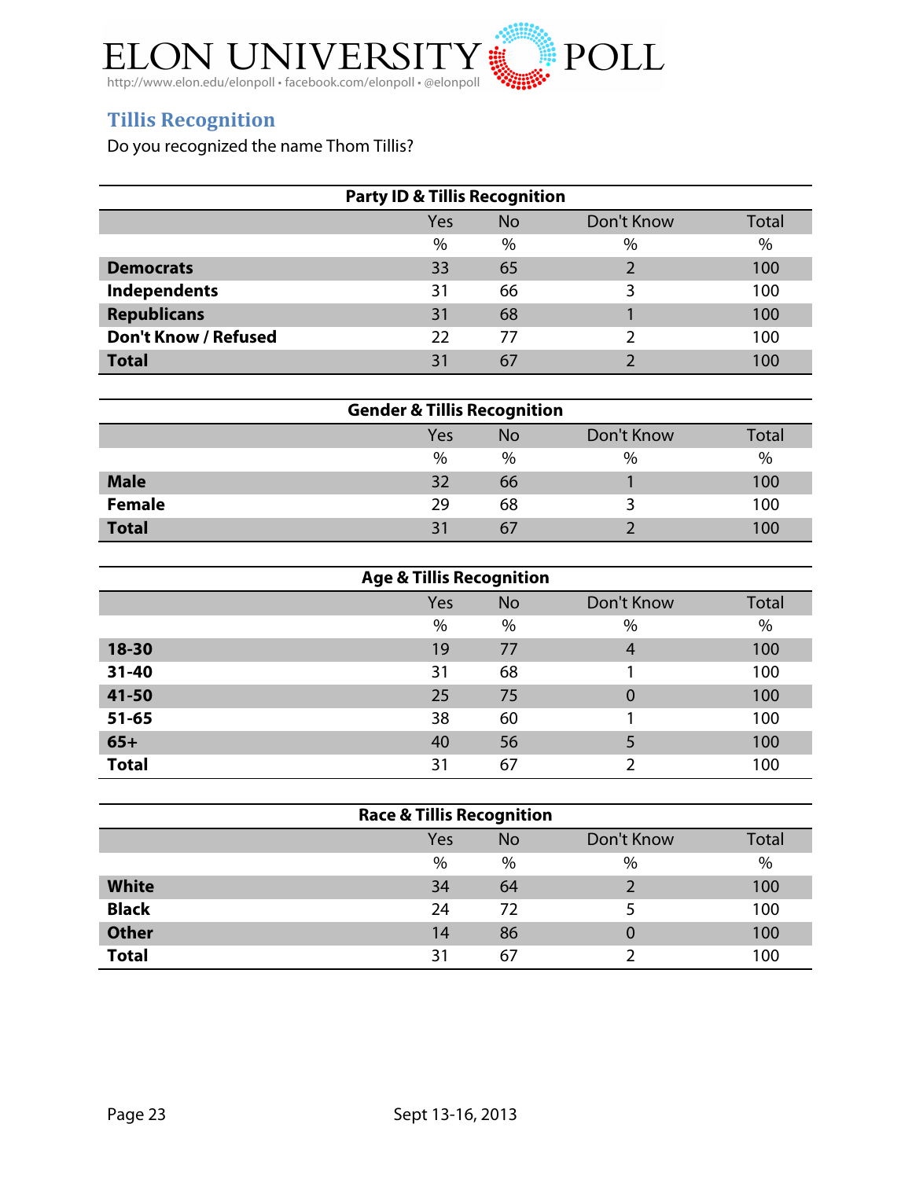## Tillis Recognition

Do you recognized the name Thom Tillis?

| Party ID & Tillis Recognition | | | | |
|---|---|---|---|---|
| | Yes | No | Don't Know | Total |
| | % | % | % | % |
| **Democrats** | 33 | 65 | 2 | 100 |
| **Independents** | 31 | 66 | 3 | 100 |
| **Republicans** | 31 | 68 | 1 | 100 |
| **Don't Know / Refused** | 22 | 77 | 2 | 100 |
| **Total** | 31 | 67 | 2 | 100 |

| Gender & Tillis Recognition | | | | |
|---|---|---|---|---|
| | Yes | No | Don't Know | Total |
| | % | % | % | % |
| **Male** | 32 | 66 | 1 | 100 |
| **Female** | 29 | 68 | 3 | 100 |
| **Total** | 31 | 67 | 2 | 100 |

| Age & Tillis Recognition | | | | |
|---|---|---|---|---|
| | Yes | No | Don't Know | Total |
| | % | % | % | % |
| **18-30** | 19 | 77 | 4 | 100 |
| **31-40** | 31 | 68 | 1 | 100 |
| **41-50** | 25 | 75 | 0 | 100 |
| **51-65** | 38 | 60 | 1 | 100 |
| **65+** | 40 | 56 | 5 | 100 |
| **Total** | 31 | 67 | 2 | 100 |

| Race & Tillis Recognition | | | | |
|---|---|---|---|---|
| | Yes | No | Don't Know | Total |
| | % | % | % | % |
| **White** | 34 | 64 | 2 | 100 |
| **Black** | 24 | 72 | 5 | 100 |
| **Other** | 14 | 86 | 0 | 100 |
| **Total** | 31 | 67 | 2 | 100 |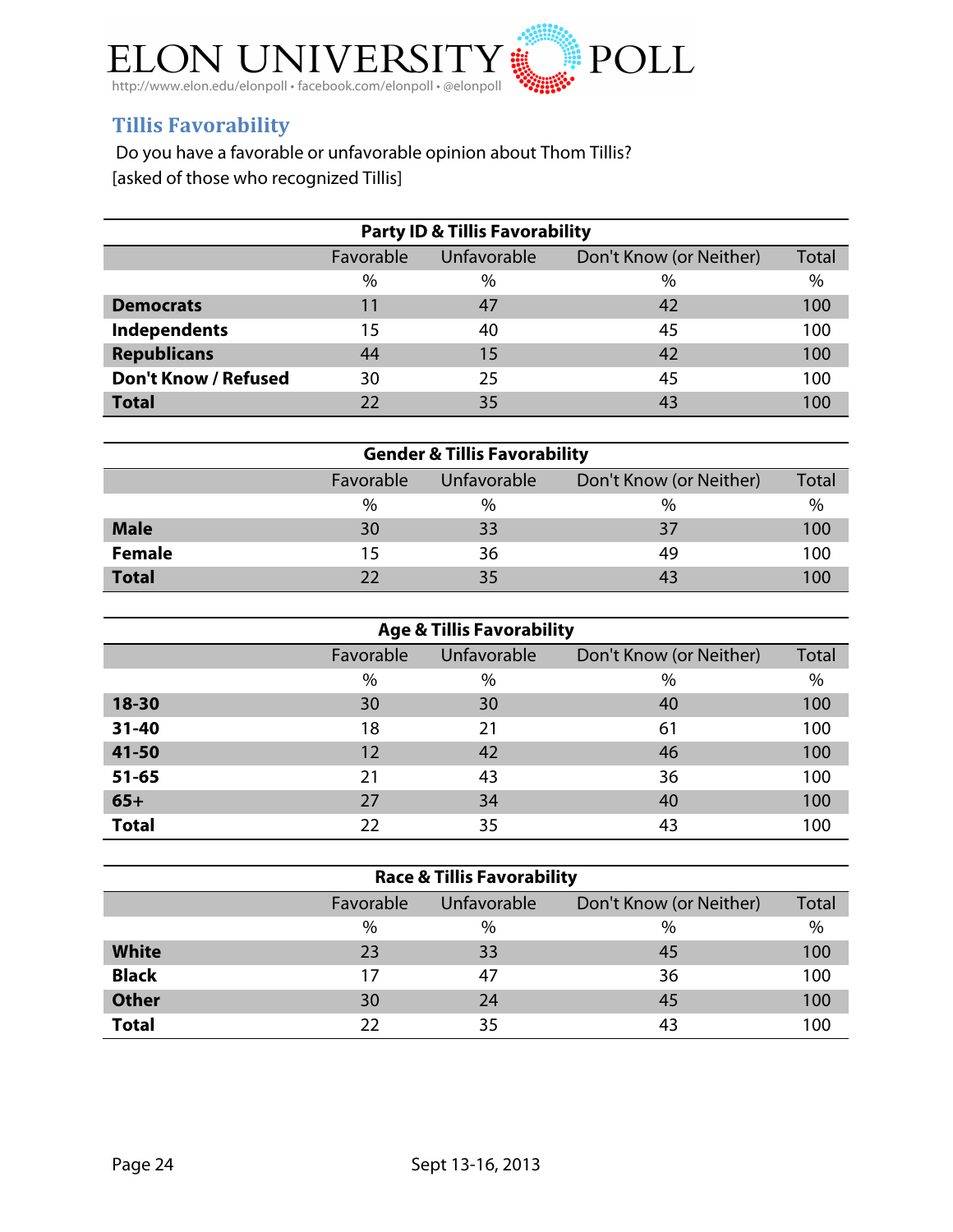## Tillis Favorability

Do you have a favorable or unfavorable opinion about Thom Tillis?
[asked of those who recognized Tillis]

| Party ID & Tillis Favorability | | | | |
|---|---|---|---|---|
| | Favorable | Unfavorable | Don't Know (or Neither) | Total |
| | % | % | % | % |
| **Democrats** | 11 | 47 | 42 | 100 |
| **Independents** | 15 | 40 | 45 | 100 |
| **Republicans** | 44 | 15 | 42 | 100 |
| **Don't Know / Refused** | 30 | 25 | 45 | 100 |
| **Total** | 22 | 35 | 43 | 100 |

| Gender & Tillis Favorability | | | | |
|---|---|---|---|---|
| | Favorable | Unfavorable | Don't Know (or Neither) | Total |
| | % | % | % | % |
| **Male** | 30 | 33 | 37 | 100 |
| **Female** | 15 | 36 | 49 | 100 |
| **Total** | 22 | 35 | 43 | 100 |

| Age & Tillis Favorability | | | | |
|---|---|---|---|---|
| | Favorable | Unfavorable | Don't Know (or Neither) | Total |
| | % | % | % | % |
| **18-30** | 30 | 30 | 40 | 100 |
| **31-40** | 18 | 21 | 61 | 100 |
| **41-50** | 12 | 42 | 46 | 100 |
| **51-65** | 21 | 43 | 36 | 100 |
| **65+** | 27 | 34 | 40 | 100 |
| **Total** | 22 | 35 | 43 | 100 |

| Race & Tillis Favorability | | | | |
|---|---|---|---|---|
| | Favorable | Unfavorable | Don't Know (or Neither) | Total |
| | % | % | % | % |
| **White** | 23 | 33 | 45 | 100 |
| **Black** | 17 | 47 | 36 | 100 |
| **Other** | 30 | 24 | 45 | 100 |
| **Total** | 22 | 35 | 43 | 100 |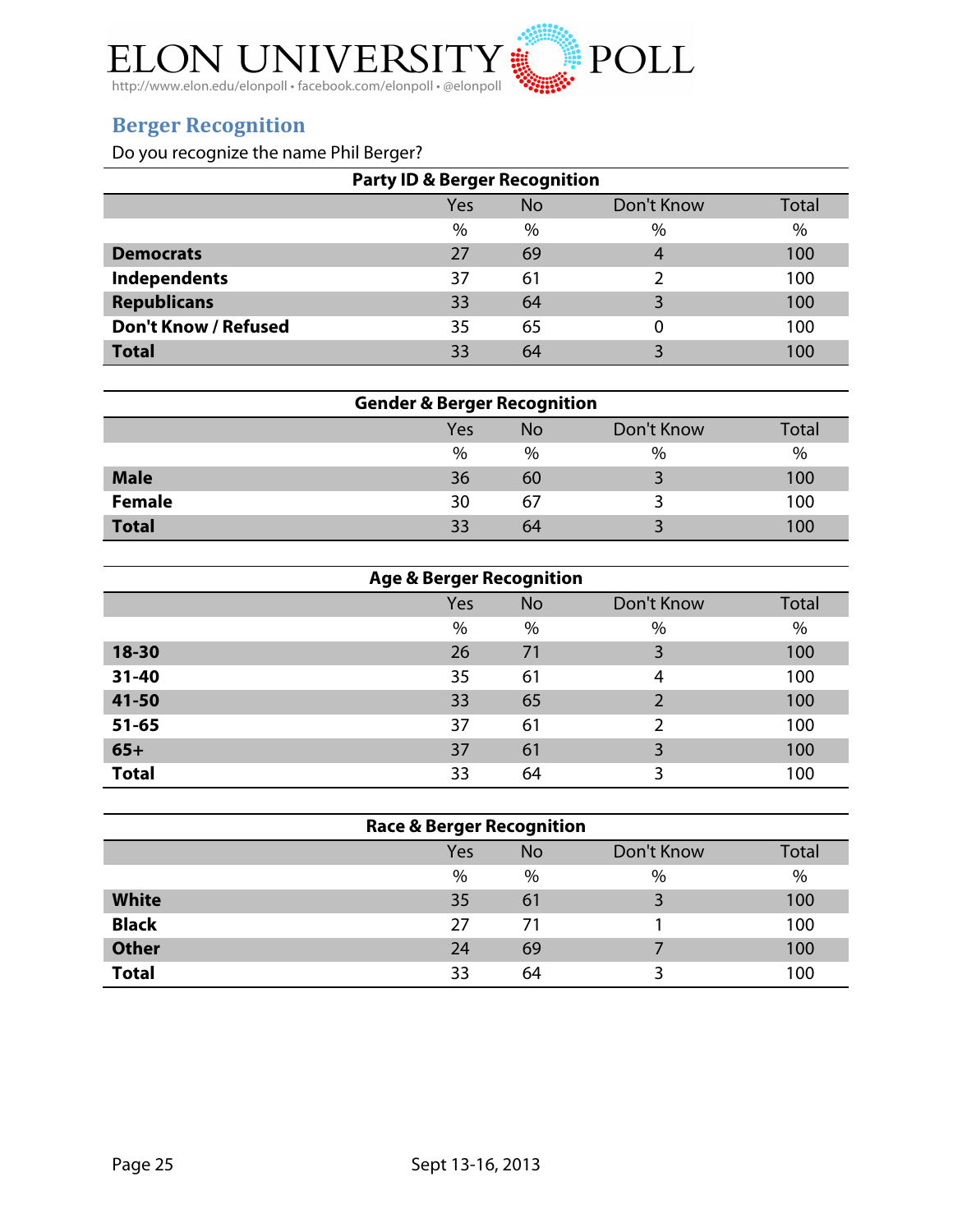## Berger Recognition

Do you recognize the name Phil Berger?

| Party ID & Berger Recognition | Yes | No | Don't Know | Total |
|---|---|---|---|---|
| | % | % | % | % |
| **Democrats** | 27 | 69 | 4 | 100 |
| **Independents** | 37 | 61 | 2 | 100 |
| **Republicans** | 33 | 64 | 3 | 100 |
| **Don't Know / Refused** | 35 | 65 | 0 | 100 |
| **Total** | 33 | 64 | 3 | 100 |

| Gender & Berger Recognition | Yes | No | Don't Know | Total |
|---|---|---|---|---|
| | % | % | % | % |
| **Male** | 36 | 60 | 3 | 100 |
| **Female** | 30 | 67 | 3 | 100 |
| **Total** | 33 | 64 | 3 | 100 |

| Age & Berger Recognition | Yes | No | Don't Know | Total |
|---|---|---|---|---|
| | % | % | % | % |
| **18-30** | 26 | 71 | 3 | 100 |
| **31-40** | 35 | 61 | 4 | 100 |
| **41-50** | 33 | 65 | 2 | 100 |
| **51-65** | 37 | 61 | 2 | 100 |
| **65+** | 37 | 61 | 3 | 100 |
| **Total** | 33 | 64 | 3 | 100 |

| Race & Berger Recognition | Yes | No | Don't Know | Total |
|---|---|---|---|---|
| | % | % | % | % |
| **White** | 35 | 61 | 3 | 100 |
| **Black** | 27 | 71 | 1 | 100 |
| **Other** | 24 | 69 | 7 | 100 |
| **Total** | 33 | 64 | 3 | 100 |

Sept 13-16, 2013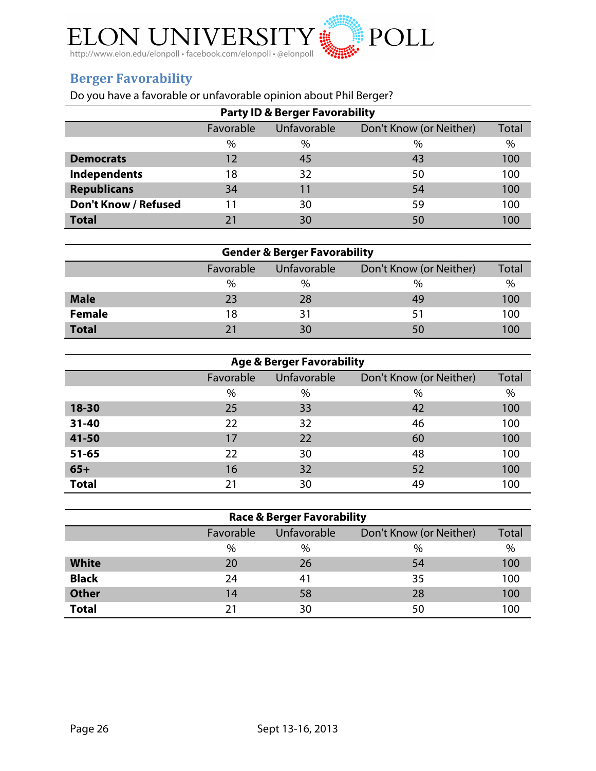## Berger Favorability

Do you have a favorable or unfavorable opinion about Phil Berger?

**Party ID & Berger Favorability**

| | Favorable | Unfavorable | Don't Know (or Neither) | Total |
|---|---|---|---|---|
| | % | % | % | % |
| **Democrats** | 12 | 45 | 43 | 100 |
| **Independents** | 18 | 32 | 50 | 100 |
| **Republicans** | 34 | 11 | 54 | 100 |
| **Don't Know / Refused** | 11 | 30 | 59 | 100 |
| **Total** | 21 | 30 | 50 | 100 |

**Gender & Berger Favorability**

| | Favorable | Unfavorable | Don't Know (or Neither) | Total |
|---|---|---|---|---|
| | % | % | % | % |
| **Male** | 23 | 28 | 49 | 100 |
| **Female** | 18 | 31 | 51 | 100 |
| **Total** | 21 | 30 | 50 | 100 |

**Age & Berger Favorability**

| | Favorable | Unfavorable | Don't Know (or Neither) | Total |
|---|---|---|---|---|
| | % | % | % | % |
| **18-30** | 25 | 33 | 42 | 100 |
| **31-40** | 22 | 32 | 46 | 100 |
| **41-50** | 17 | 22 | 60 | 100 |
| **51-65** | 22 | 30 | 48 | 100 |
| **65+** | 16 | 32 | 52 | 100 |
| **Total** | 21 | 30 | 49 | 100 |

**Race & Berger Favorability**

| | Favorable | Unfavorable | Don't Know (or Neither) | Total |
|---|---|---|---|---|
| | % | % | % | % |
| **White** | 20 | 26 | 54 | 100 |
| **Black** | 24 | 41 | 35 | 100 |
| **Other** | 14 | 58 | 28 | 100 |
| **Total** | 21 | 30 | 50 | 100 |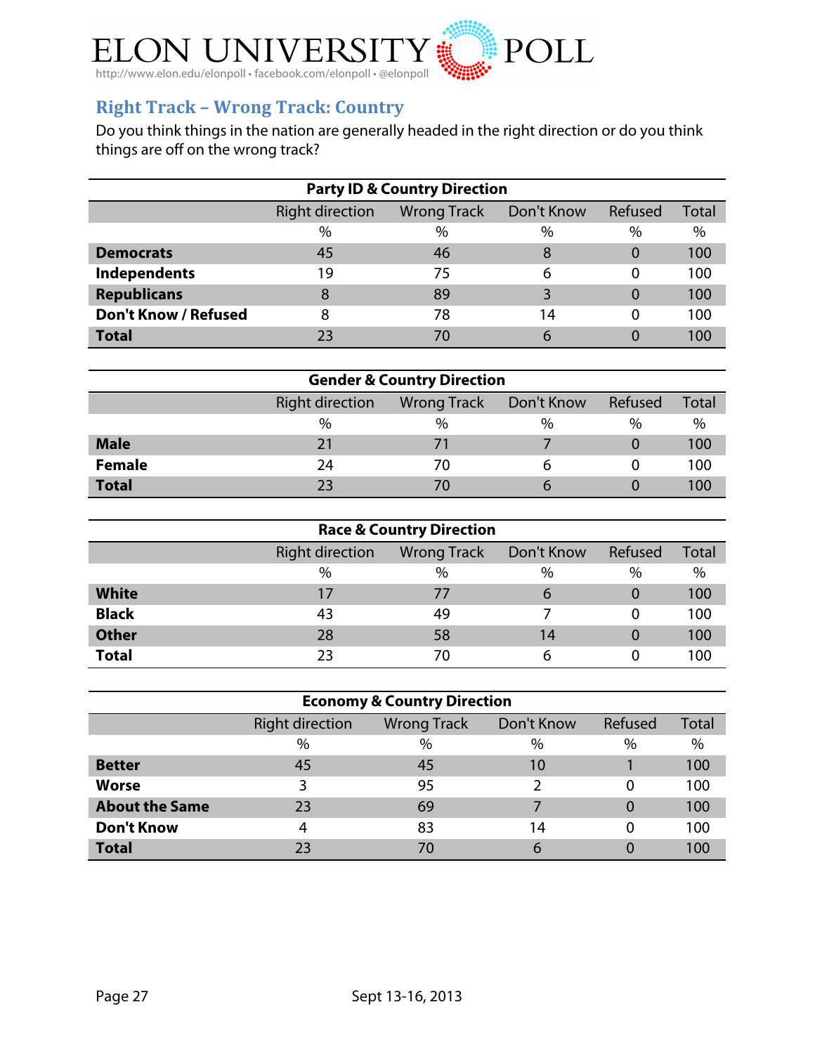## Right Track – Wrong Track: Country

Do you think things in the nation are generally headed in the right direction or do you think things are off on the wrong track?

**Party ID & Country Direction**

| | Right direction | Wrong Track | Don't Know | Refused | Total |
|---|---|---|---|---|---|
| | % | % | % | % | % |
| **Democrats** | 45 | 46 | 8 | 0 | 100 |
| **Independents** | 19 | 75 | 6 | 0 | 100 |
| **Republicans** | 8 | 89 | 3 | 0 | 100 |
| **Don't Know / Refused** | 8 | 78 | 14 | 0 | 100 |
| **Total** | 23 | 70 | 6 | 0 | 100 |

**Gender & Country Direction**

| | Right direction | Wrong Track | Don't Know | Refused | Total |
|---|---|---|---|---|---|
| | % | % | % | % | % |
| **Male** | 21 | 71 | 7 | 0 | 100 |
| **Female** | 24 | 70 | 6 | 0 | 100 |
| **Total** | 23 | 70 | 6 | 0 | 100 |

**Race & Country Direction**

| | Right direction | Wrong Track | Don't Know | Refused | Total |
|---|---|---|---|---|---|
| | % | % | % | % | % |
| **White** | 17 | 77 | 6 | 0 | 100 |
| **Black** | 43 | 49 | 7 | 0 | 100 |
| **Other** | 28 | 58 | 14 | 0 | 100 |
| **Total** | 23 | 70 | 6 | 0 | 100 |

**Economy & Country Direction**

| | Right direction | Wrong Track | Don't Know | Refused | Total |
|---|---|---|---|---|---|
| | % | % | % | % | % |
| **Better** | 45 | 45 | 10 | 1 | 100 |
| **Worse** | 3 | 95 | 2 | 0 | 100 |
| **About the Same** | 23 | 69 | 7 | 0 | 100 |
| **Don't Know** | 4 | 83 | 14 | 0 | 100 |
| **Total** | 23 | 70 | 6 | 0 | 100 |

Sept 13-16, 2013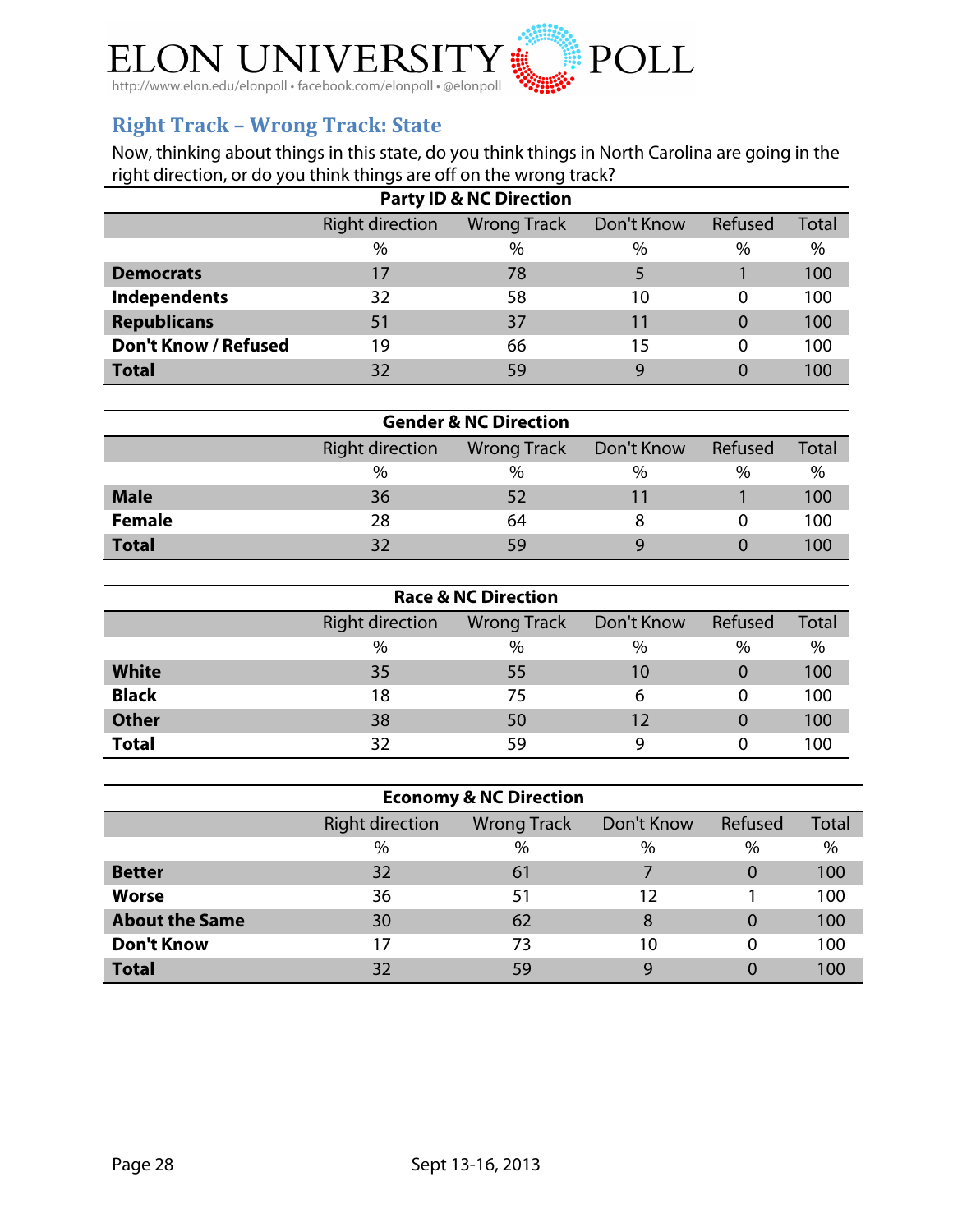## Right Track – Wrong Track: State

Now, thinking about things in this state, do you think things in North Carolina are going in the right direction, or do you think things are off on the wrong track?

**Party ID & NC Direction**

| | Right direction | Wrong Track | Don't Know | Refused | Total |
|---|---|---|---|---|---|
| | % | % | % | % | % |
| **Democrats** | 17 | 78 | 5 | 1 | 100 |
| **Independents** | 32 | 58 | 10 | 0 | 100 |
| **Republicans** | 51 | 37 | 11 | 0 | 100 |
| **Don't Know / Refused** | 19 | 66 | 15 | 0 | 100 |
| **Total** | 32 | 59 | 9 | 0 | 100 |

**Gender & NC Direction**

| | Right direction | Wrong Track | Don't Know | Refused | Total |
|---|---|---|---|---|---|
| | % | % | % | % | % |
| **Male** | 36 | 52 | 11 | 1 | 100 |
| **Female** | 28 | 64 | 8 | 0 | 100 |
| **Total** | 32 | 59 | 9 | 0 | 100 |

**Race & NC Direction**

| | Right direction | Wrong Track | Don't Know | Refused | Total |
|---|---|---|---|---|---|
| | % | % | % | % | % |
| **White** | 35 | 55 | 10 | 0 | 100 |
| **Black** | 18 | 75 | 6 | 0 | 100 |
| **Other** | 38 | 50 | 12 | 0 | 100 |
| **Total** | 32 | 59 | 9 | 0 | 100 |

**Economy & NC Direction**

| | Right direction | Wrong Track | Don't Know | Refused | Total |
|---|---|---|---|---|---|
| | % | % | % | % | % |
| **Better** | 32 | 61 | 7 | 0 | 100 |
| **Worse** | 36 | 51 | 12 | 1 | 100 |
| **About the Same** | 30 | 62 | 8 | 0 | 100 |
| **Don't Know** | 17 | 73 | 10 | 0 | 100 |
| **Total** | 32 | 59 | 9 | 0 | 100 |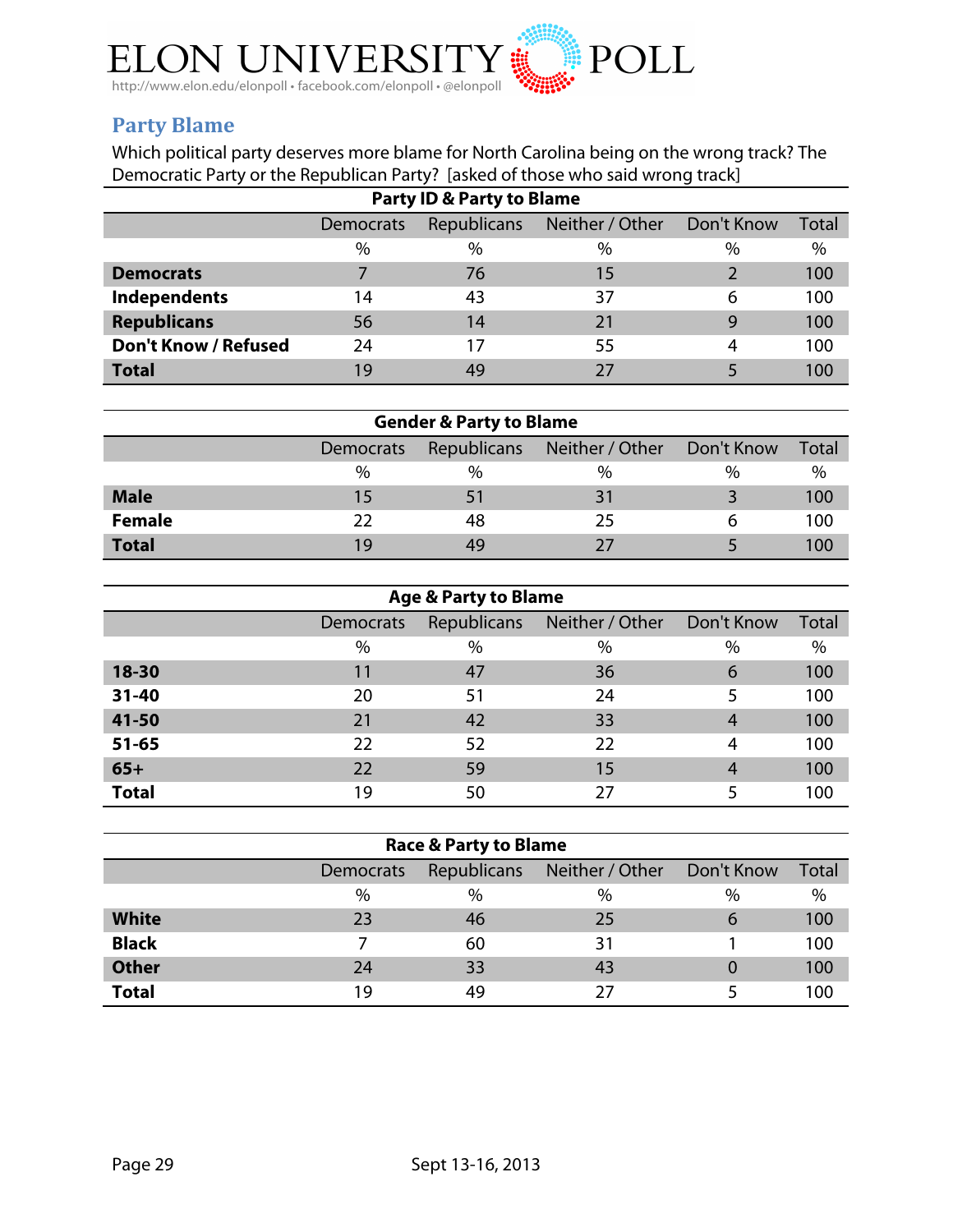## Party Blame

Which political party deserves more blame for North Carolina being on the wrong track? The Democratic Party or the Republican Party? [asked of those who said wrong track]

**Party ID & Party to Blame**

| | Democrats | Republicans | Neither / Other | Don't Know | Total |
|---|---|---|---|---|---|
| | % | % | % | % | % |
| **Democrats** | 7 | 76 | 15 | 2 | 100 |
| **Independents** | 14 | 43 | 37 | 6 | 100 |
| **Republicans** | 56 | 14 | 21 | 9 | 100 |
| **Don't Know / Refused** | 24 | 17 | 55 | 4 | 100 |
| **Total** | 19 | 49 | 27 | 5 | 100 |

**Gender & Party to Blame**

| | Democrats | Republicans | Neither / Other | Don't Know | Total |
|---|---|---|---|---|---|
| | % | % | % | % | % |
| **Male** | 15 | 51 | 31 | 3 | 100 |
| **Female** | 22 | 48 | 25 | 6 | 100 |
| **Total** | 19 | 49 | 27 | 5 | 100 |

**Age & Party to Blame**

| | Democrats | Republicans | Neither / Other | Don't Know | Total |
|---|---|---|---|---|---|
| | % | % | % | % | % |
| **18-30** | 11 | 47 | 36 | 6 | 100 |
| **31-40** | 20 | 51 | 24 | 5 | 100 |
| **41-50** | 21 | 42 | 33 | 4 | 100 |
| **51-65** | 22 | 52 | 22 | 4 | 100 |
| **65+** | 22 | 59 | 15 | 4 | 100 |
| **Total** | 19 | 50 | 27 | 5 | 100 |

**Race & Party to Blame**

| | Democrats | Republicans | Neither / Other | Don't Know | Total |
|---|---|---|---|---|---|
| | % | % | % | % | % |
| **White** | 23 | 46 | 25 | 6 | 100 |
| **Black** | 7 | 60 | 31 | 1 | 100 |
| **Other** | 24 | 33 | 43 | 0 | 100 |
| **Total** | 19 | 49 | 27 | 5 | 100 |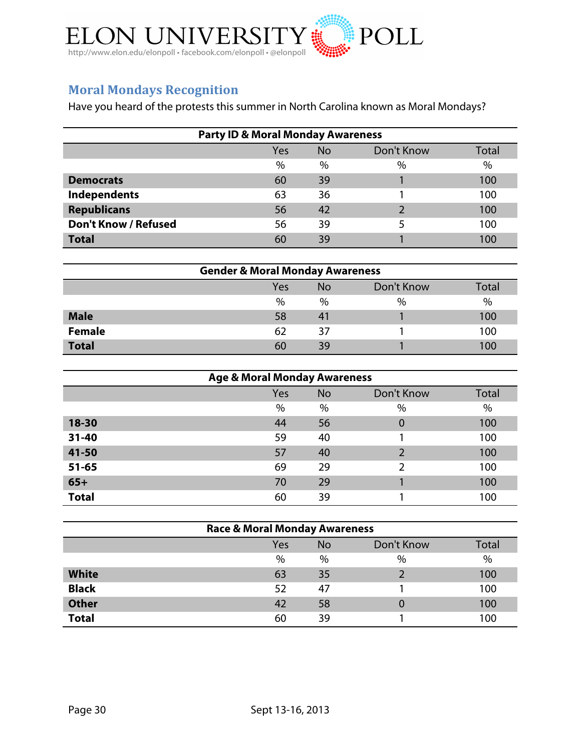## Moral Mondays Recognition

Have you heard of the protests this summer in North Carolina known as Moral Mondays?

| Party ID & Moral Monday Awareness | | | | |
|---|---|---|---|---|
| | Yes | No | Don't Know | Total |
| | % | % | % | % |
| **Democrats** | 60 | 39 | 1 | 100 |
| **Independents** | 63 | 36 | 1 | 100 |
| **Republicans** | 56 | 42 | 2 | 100 |
| **Don't Know / Refused** | 56 | 39 | 5 | 100 |
| **Total** | 60 | 39 | 1 | 100 |

| Gender & Moral Monday Awareness | | | | |
|---|---|---|---|---|
| | Yes | No | Don't Know | Total |
| | % | % | % | % |
| **Male** | 58 | 41 | 1 | 100 |
| **Female** | 62 | 37 | 1 | 100 |
| **Total** | 60 | 39 | 1 | 100 |

| Age & Moral Monday Awareness | | | | |
|---|---|---|---|---|
| | Yes | No | Don't Know | Total |
| | % | % | % | % |
| **18-30** | 44 | 56 | 0 | 100 |
| **31-40** | 59 | 40 | 1 | 100 |
| **41-50** | 57 | 40 | 2 | 100 |
| **51-65** | 69 | 29 | 2 | 100 |
| **65+** | 70 | 29 | 1 | 100 |
| **Total** | 60 | 39 | 1 | 100 |

| Race & Moral Monday Awareness | | | | |
|---|---|---|---|---|
| | Yes | No | Don't Know | Total |
| | % | % | % | % |
| **White** | 63 | 35 | 2 | 100 |
| **Black** | 52 | 47 | 1 | 100 |
| **Other** | 42 | 58 | 0 | 100 |
| **Total** | 60 | 39 | 1 | 100 |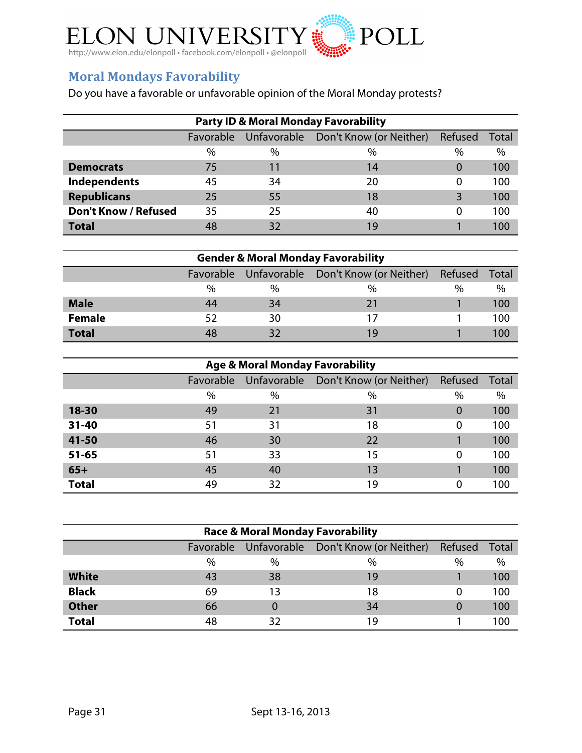## Moral Mondays Favorability

Do you have a favorable or unfavorable opinion of the Moral Monday protests?

| Party ID & Moral Monday Favorability | Favorable | Unfavorable | Don't Know (or Neither) | Refused | Total |
|---|---|---|---|---|---|
| | % | % | % | % | % |
| **Democrats** | 75 | 11 | 14 | 0 | 100 |
| **Independents** | 45 | 34 | 20 | 0 | 100 |
| **Republicans** | 25 | 55 | 18 | 3 | 100 |
| **Don't Know / Refused** | 35 | 25 | 40 | 0 | 100 |
| **Total** | 48 | 32 | 19 | 1 | 100 |

| Gender & Moral Monday Favorability | Favorable | Unfavorable | Don't Know (or Neither) | Refused | Total |
|---|---|---|---|---|---|
| | % | % | % | % | % |
| **Male** | 44 | 34 | 21 | 1 | 100 |
| **Female** | 52 | 30 | 17 | 1 | 100 |
| **Total** | 48 | 32 | 19 | 1 | 100 |

| Age & Moral Monday Favorability | Favorable | Unfavorable | Don't Know (or Neither) | Refused | Total |
|---|---|---|---|---|---|
| | % | % | % | % | % |
| **18-30** | 49 | 21 | 31 | 0 | 100 |
| **31-40** | 51 | 31 | 18 | 0 | 100 |
| **41-50** | 46 | 30 | 22 | 1 | 100 |
| **51-65** | 51 | 33 | 15 | 0 | 100 |
| **65+** | 45 | 40 | 13 | 1 | 100 |
| **Total** | 49 | 32 | 19 | 0 | 100 |

| Race & Moral Monday Favorability | Favorable | Unfavorable | Don't Know (or Neither) | Refused | Total |
|---|---|---|---|---|---|
| | % | % | % | % | % |
| **White** | 43 | 38 | 19 | 1 | 100 |
| **Black** | 69 | 13 | 18 | 0 | 100 |
| **Other** | 66 | 0 | 34 | 0 | 100 |
| **Total** | 48 | 32 | 19 | 1 | 100 |

Sept 13-16, 2013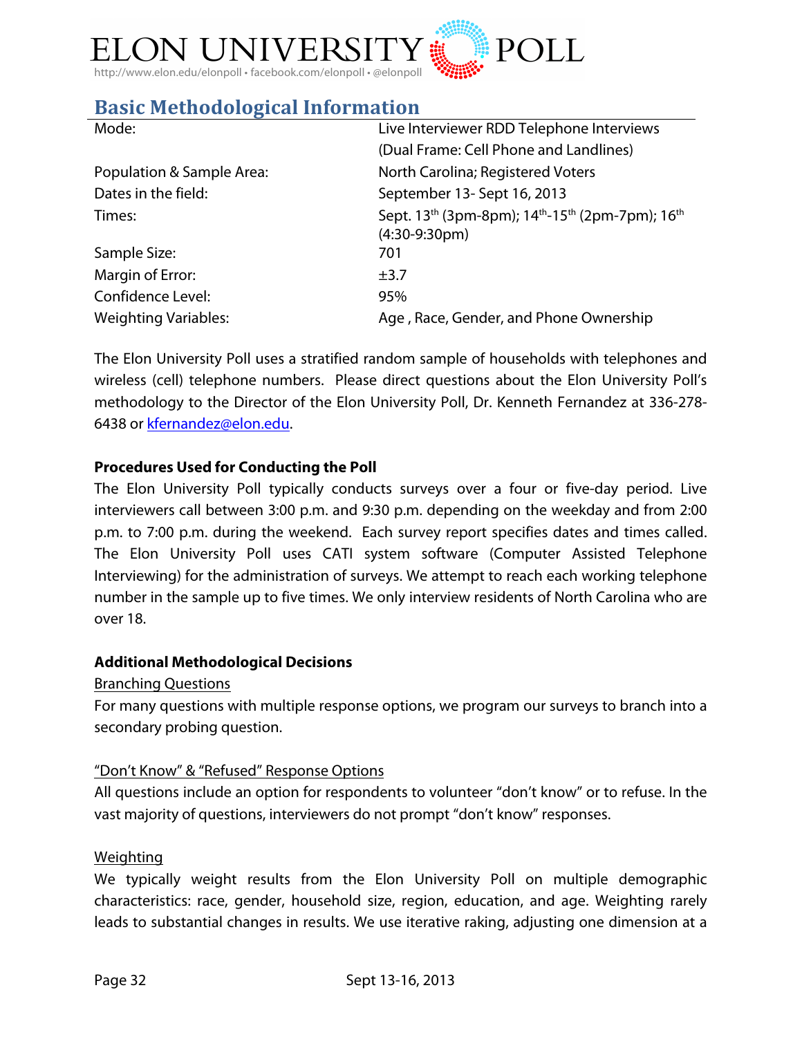## Basic Methodological Information

| | |
|---|---|
| Mode: | Live Interviewer RDD Telephone Interviews (Dual Frame: Cell Phone and Landlines) |
| Population & Sample Area: | North Carolina; Registered Voters |
| Dates in the field: | September 13- Sept 16, 2013 |
| Times: | Sept. 13th (3pm-8pm); 14th-15th (2pm-7pm); 16th (4:30-9:30pm) |
| Sample Size: | 701 |
| Margin of Error: | ±3.7 |
| Confidence Level: | 95% |
| Weighting Variables: | Age , Race, Gender, and Phone Ownership |

The Elon University Poll uses a stratified random sample of households with telephones and wireless (cell) telephone numbers. Please direct questions about the Elon University Poll's methodology to the Director of the Elon University Poll, Dr. Kenneth Fernandez at 336-278-6438 or kfernandez@elon.edu.

**Procedures Used for Conducting the Poll**

The Elon University Poll typically conducts surveys over a four or five-day period. Live interviewers call between 3:00 p.m. and 9:30 p.m. depending on the weekday and from 2:00 p.m. to 7:00 p.m. during the weekend. Each survey report specifies dates and times called. The Elon University Poll uses CATI system software (Computer Assisted Telephone Interviewing) for the administration of surveys. We attempt to reach each working telephone number in the sample up to five times. We only interview residents of North Carolina who are over 18.

**Additional Methodological Decisions**

Branching Questions

For many questions with multiple response options, we program our surveys to branch into a secondary probing question.

"Don't Know" & "Refused" Response Options

All questions include an option for respondents to volunteer "don't know" or to refuse. In the vast majority of questions, interviewers do not prompt "don't know" responses.

Weighting

We typically weight results from the Elon University Poll on multiple demographic characteristics: race, gender, household size, region, education, and age. Weighting rarely leads to substantial changes in results. We use iterative raking, adjusting one dimension at a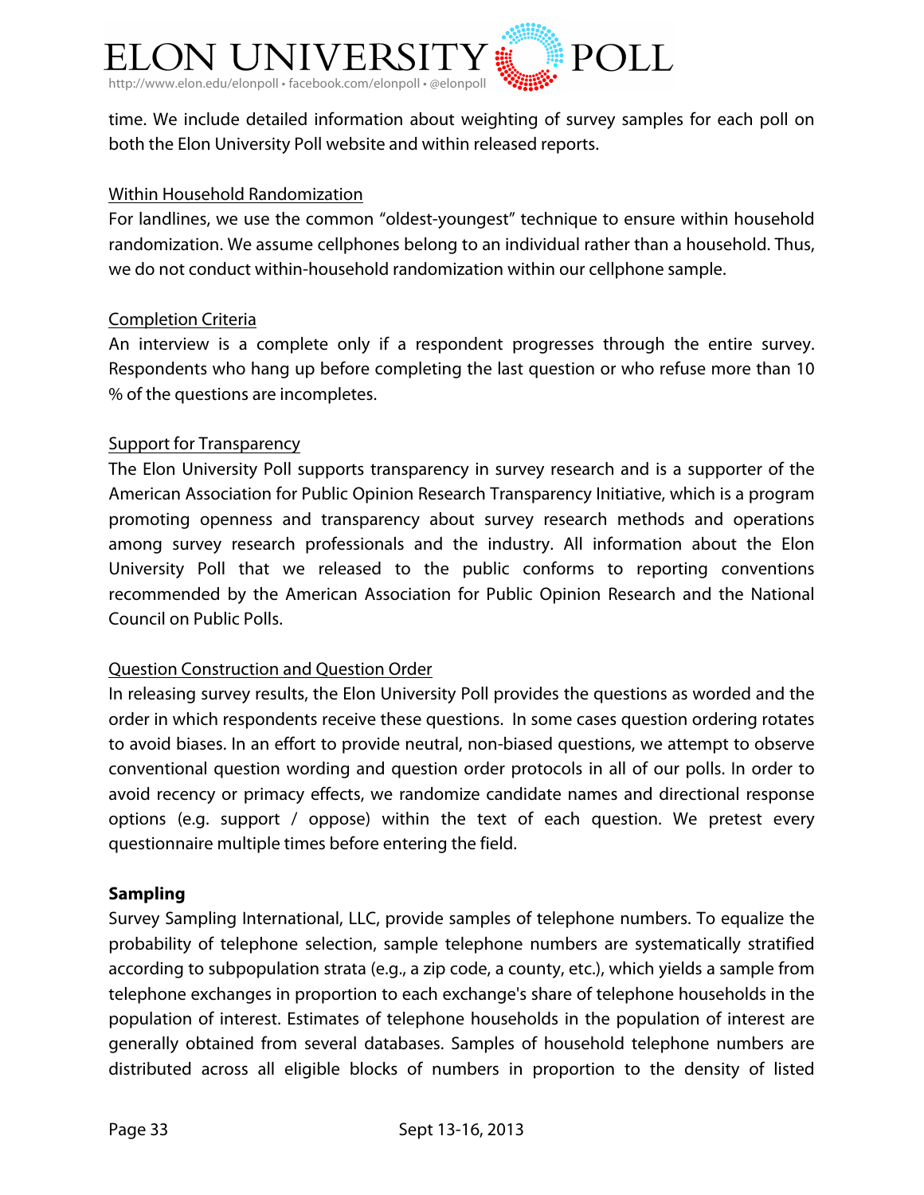time. We include detailed information about weighting of survey samples for each poll on both the Elon University Poll website and within released reports.

Within Household Randomization

For landlines, we use the common "oldest-youngest" technique to ensure within household randomization. We assume cellphones belong to an individual rather than a household. Thus, we do not conduct within-household randomization within our cellphone sample.

Completion Criteria

An interview is a complete only if a respondent progresses through the entire survey. Respondents who hang up before completing the last question or who refuse more than 10 % of the questions are incompletes.

Support for Transparency

The Elon University Poll supports transparency in survey research and is a supporter of the American Association for Public Opinion Research Transparency Initiative, which is a program promoting openness and transparency about survey research methods and operations among survey research professionals and the industry. All information about the Elon University Poll that we released to the public conforms to reporting conventions recommended by the American Association for Public Opinion Research and the National Council on Public Polls.

Question Construction and Question Order

In releasing survey results, the Elon University Poll provides the questions as worded and the order in which respondents receive these questions. In some cases question ordering rotates to avoid biases. In an effort to provide neutral, non-biased questions, we attempt to observe conventional question wording and question order protocols in all of our polls. In order to avoid recency or primacy effects, we randomize candidate names and directional response options (e.g. support / oppose) within the text of each question. We pretest every questionnaire multiple times before entering the field.

**Sampling**

Survey Sampling International, LLC, provide samples of telephone numbers. To equalize the probability of telephone selection, sample telephone numbers are systematically stratified according to subpopulation strata (e.g., a zip code, a county, etc.), which yields a sample from telephone exchanges in proportion to each exchange's share of telephone households in the population of interest. Estimates of telephone households in the population of interest are generally obtained from several databases. Samples of household telephone numbers are distributed across all eligible blocks of numbers in proportion to the density of listed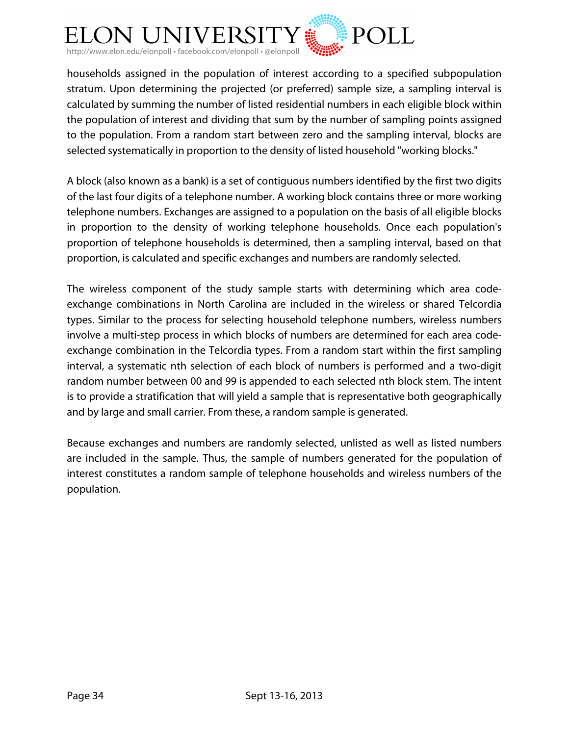households assigned in the population of interest according to a specified subpopulation stratum. Upon determining the projected (or preferred) sample size, a sampling interval is calculated by summing the number of listed residential numbers in each eligible block within the population of interest and dividing that sum by the number of sampling points assigned to the population. From a random start between zero and the sampling interval, blocks are selected systematically in proportion to the density of listed household "working blocks."

A block (also known as a bank) is a set of contiguous numbers identified by the first two digits of the last four digits of a telephone number. A working block contains three or more working telephone numbers. Exchanges are assigned to a population on the basis of all eligible blocks in proportion to the density of working telephone households. Once each population's proportion of telephone households is determined, then a sampling interval, based on that proportion, is calculated and specific exchanges and numbers are randomly selected.

The wireless component of the study sample starts with determining which area code-exchange combinations in North Carolina are included in the wireless or shared Telcordia types. Similar to the process for selecting household telephone numbers, wireless numbers involve a multi-step process in which blocks of numbers are determined for each area code-exchange combination in the Telcordia types. From a random start within the first sampling interval, a systematic nth selection of each block of numbers is performed and a two-digit random number between 00 and 99 is appended to each selected nth block stem. The intent is to provide a stratification that will yield a sample that is representative both geographically and by large and small carrier. From these, a random sample is generated.

Because exchanges and numbers are randomly selected, unlisted as well as listed numbers are included in the sample. Thus, the sample of numbers generated for the population of interest constitutes a random sample of telephone households and wireless numbers of the population.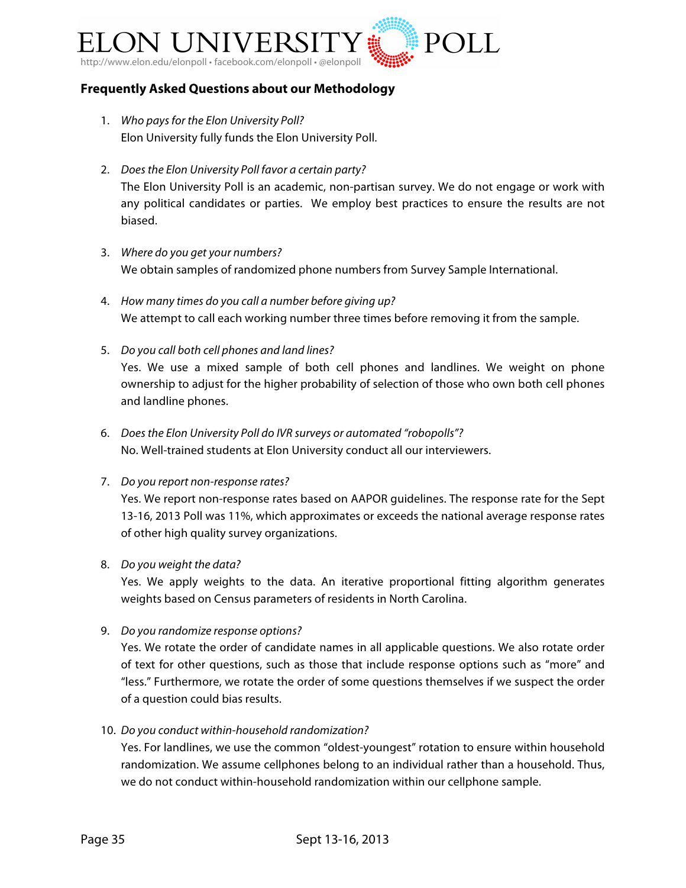## Frequently Asked Questions about our Methodology

1. *Who pays for the Elon University Poll?*
   Elon University fully funds the Elon University Poll.

2. *Does the Elon University Poll favor a certain party?*
   The Elon University Poll is an academic, non-partisan survey. We do not engage or work with any political candidates or parties. We employ best practices to ensure the results are not biased.

3. *Where do you get your numbers?*
   We obtain samples of randomized phone numbers from Survey Sample International.

4. *How many times do you call a number before giving up?*
   We attempt to call each working number three times before removing it from the sample.

5. *Do you call both cell phones and land lines?*
   Yes. We use a mixed sample of both cell phones and landlines. We weight on phone ownership to adjust for the higher probability of selection of those who own both cell phones and landline phones.

6. *Does the Elon University Poll do IVR surveys or automated "robopolls"?*
   No. Well-trained students at Elon University conduct all our interviewers.

7. *Do you report non-response rates?*
   Yes. We report non-response rates based on AAPOR guidelines. The response rate for the Sept 13-16, 2013 Poll was 11%, which approximates or exceeds the national average response rates of other high quality survey organizations.

8. *Do you weight the data?*
   Yes. We apply weights to the data. An iterative proportional fitting algorithm generates weights based on Census parameters of residents in North Carolina.

9. *Do you randomize response options?*
   Yes. We rotate the order of candidate names in all applicable questions. We also rotate order of text for other questions, such as those that include response options such as "more" and "less." Furthermore, we rotate the order of some questions themselves if we suspect the order of a question could bias results.

10. *Do you conduct within-household randomization?*
    Yes. For landlines, we use the common "oldest-youngest" rotation to ensure within household randomization. We assume cellphones belong to an individual rather than a household. Thus, we do not conduct within-household randomization within our cellphone sample.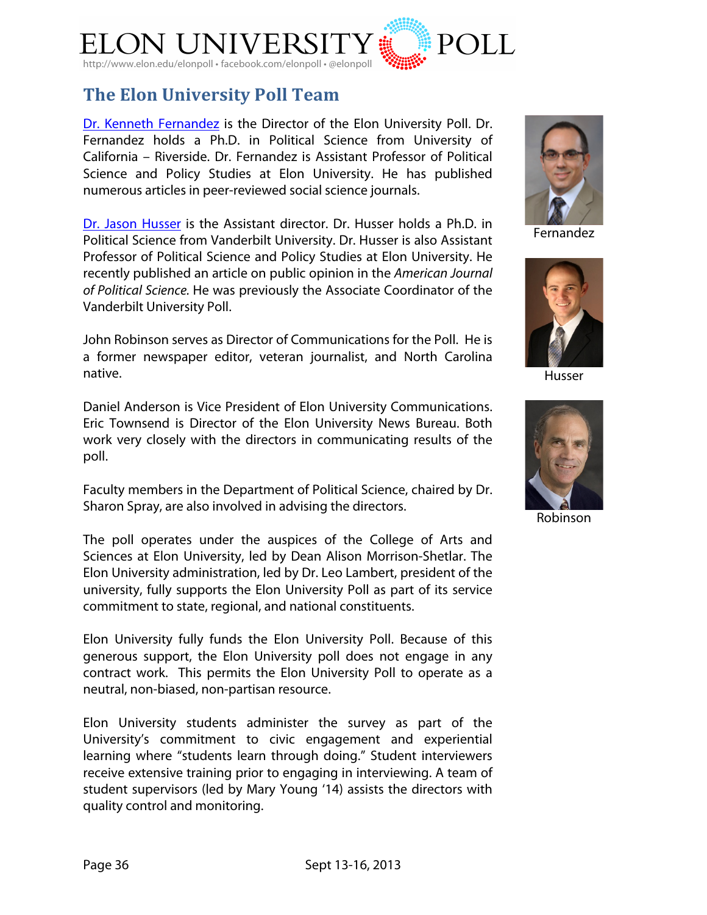## The Elon University Poll Team

[Dr. Kenneth Fernandez](#) is the Director of the Elon University Poll. Dr. Fernandez holds a Ph.D. in Political Science from University of California – Riverside. Dr. Fernandez is Assistant Professor of Political Science and Policy Studies at Elon University. He has published numerous articles in peer-reviewed social science journals.

Fernandez

[Dr. Jason Husser](#) is the Assistant director. Dr. Husser holds a Ph.D. in Political Science from Vanderbilt University. Dr. Husser is also Assistant Professor of Political Science and Policy Studies at Elon University. He recently published an article on public opinion in the *American Journal of Political Science.* He was previously the Associate Coordinator of the Vanderbilt University Poll.

Husser

John Robinson serves as Director of Communications for the Poll. He is a former newspaper editor, veteran journalist, and North Carolina native.

Robinson

Daniel Anderson is Vice President of Elon University Communications. Eric Townsend is Director of the Elon University News Bureau. Both work very closely with the directors in communicating results of the poll.

Faculty members in the Department of Political Science, chaired by Dr. Sharon Spray, are also involved in advising the directors.

The poll operates under the auspices of the College of Arts and Sciences at Elon University, led by Dean Alison Morrison-Shetlar. The Elon University administration, led by Dr. Leo Lambert, president of the university, fully supports the Elon University Poll as part of its service commitment to state, regional, and national constituents.

Elon University fully funds the Elon University Poll. Because of this generous support, the Elon University poll does not engage in any contract work. This permits the Elon University Poll to operate as a neutral, non-biased, non-partisan resource.

Elon University students administer the survey as part of the University's commitment to civic engagement and experiential learning where "students learn through doing." Student interviewers receive extensive training prior to engaging in interviewing. A team of student supervisors (led by Mary Young '14) assists the directors with quality control and monitoring.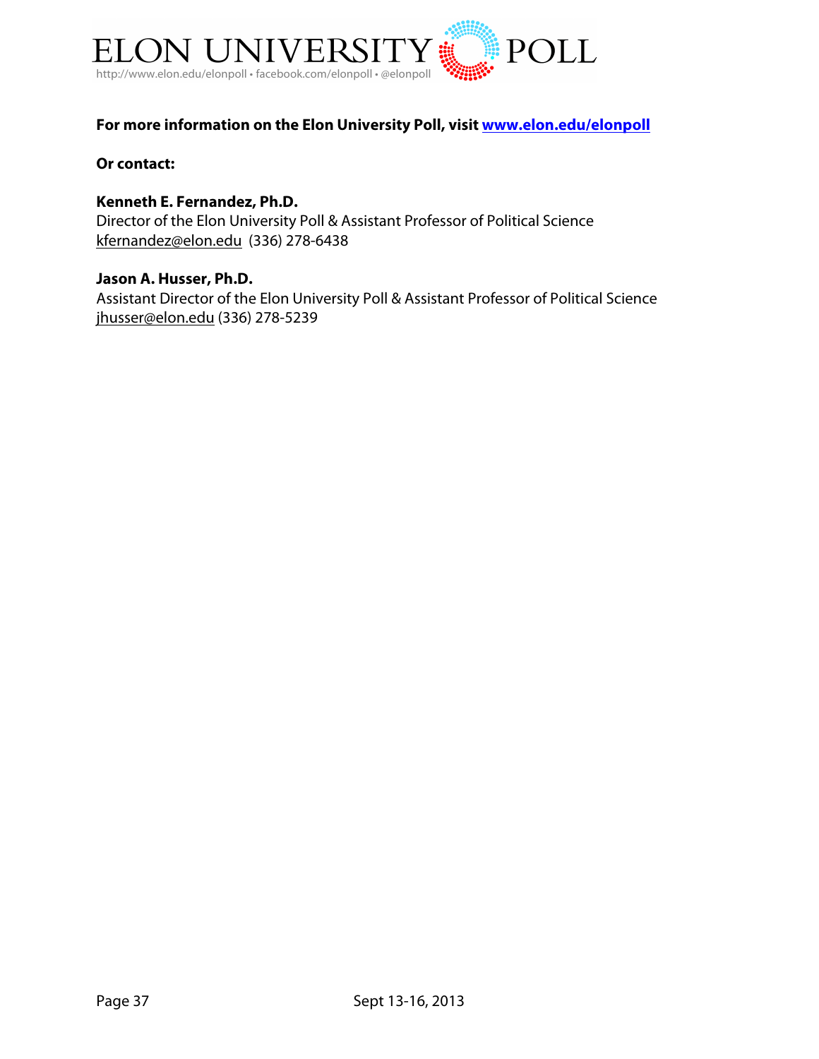**For more information on the Elon University Poll, visit [www.elon.edu/elonpoll](http://www.elon.edu/elonpoll)**

**Or contact:**

**Kenneth E. Fernandez, Ph.D.**
Director of the Elon University Poll & Assistant Professor of Political Science
kfernandez@elon.edu (336) 278-6438

**Jason A. Husser, Ph.D.**
Assistant Director of the Elon University Poll & Assistant Professor of Political Science
jhusser@elon.edu (336) 278-5239